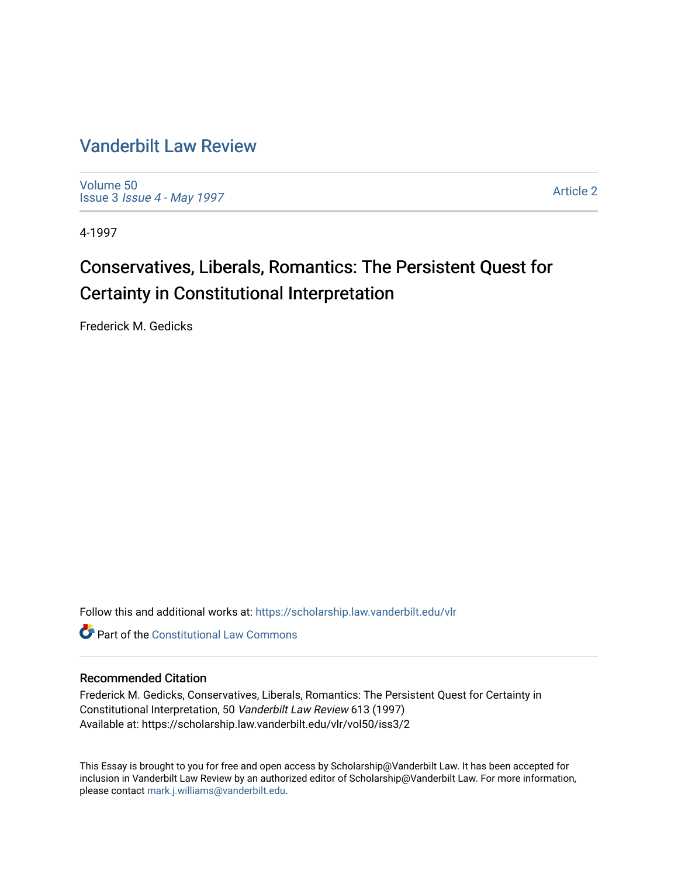# Vanderbilt Law Review

Volume 50
Issue 3 *Issue 4 - May 1997*

Article 2

4-1997

## Conservatives, Liberals, Romantics: The Persistent Quest for Certainty in Constitutional Interpretation

Frederick M. Gedicks

Follow this and additional works at: https://scholarship.law.vanderbilt.edu/vlr

Part of the Constitutional Law Commons

### Recommended Citation

Frederick M. Gedicks, Conservatives, Liberals, Romantics: The Persistent Quest for Certainty in Constitutional Interpretation, 50 *Vanderbilt Law Review* 613 (1997)
Available at: https://scholarship.law.vanderbilt.edu/vlr/vol50/iss3/2

This Essay is brought to you for free and open access by Scholarship@Vanderbilt Law. It has been accepted for inclusion in Vanderbilt Law Review by an authorized editor of Scholarship@Vanderbilt Law. For more information, please contact mark.j.williams@vanderbilt.edu.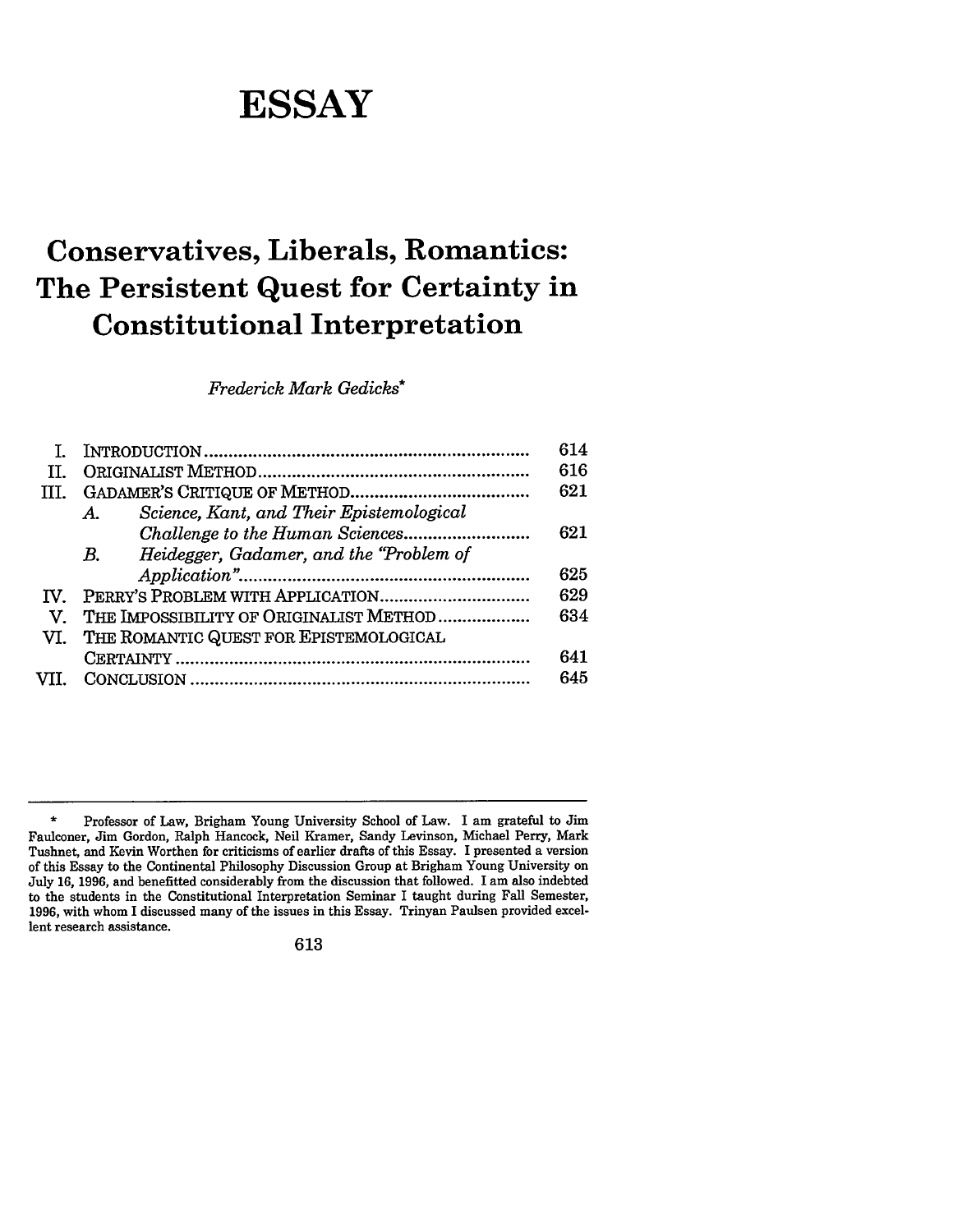# ESSAY

## Conservatives, Liberals, Romantics: The Persistent Quest for Certainty in Constitutional Interpretation

*Frederick Mark Gedicks**

| | | |
|---|---|---|
| I. | INTRODUCTION | 614 |
| II. | ORIGINALIST METHOD | 616 |
| III. | GADAMER'S CRITIQUE OF METHOD | 621 |
| | *A. Science, Kant, and Their Epistemological Challenge to the Human Sciences* | 621 |
| | *B. Heidegger, Gadamer, and the "Problem of Application"* | 625 |
| IV. | PERRY'S PROBLEM WITH APPLICATION | 629 |
| V. | THE IMPOSSIBILITY OF ORIGINALIST METHOD | 634 |
| VI. | THE ROMANTIC QUEST FOR EPISTEMOLOGICAL CERTAINTY | 641 |
| VII. | CONCLUSION | 645 |

---

\* Professor of Law, Brigham Young University School of Law. I am grateful to Jim Faulconer, Jim Gordon, Ralph Hancock, Neil Kramer, Sandy Levinson, Michael Perry, Mark Tushnet, and Kevin Worthen for criticisms of earlier drafts of this Essay. I presented a version of this Essay to the Continental Philosophy Discussion Group at Brigham Young University on July 16, 1996, and benefitted considerably from the discussion that followed. I am also indebted to the students in the Constitutional Interpretation Seminar I taught during Fall Semester, 1996, with whom I discussed many of the issues in this Essay. Trinyan Paulsen provided excellent research assistance.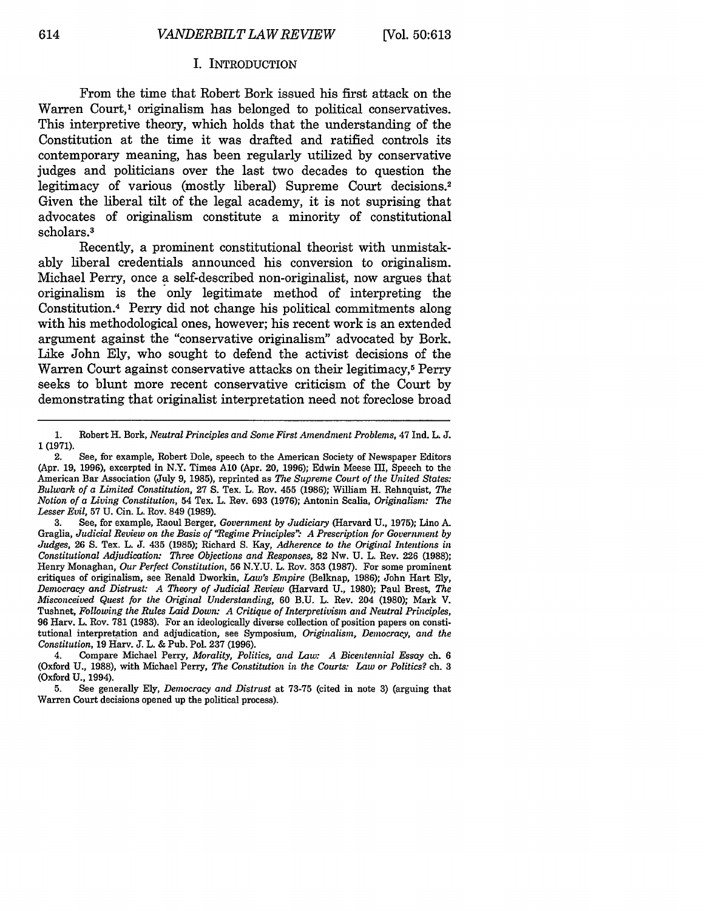## I. INTRODUCTION

From the time that Robert Bork issued his first attack on the Warren Court,[1] originalism has belonged to political conservatives. This interpretive theory, which holds that the understanding of the Constitution at the time it was drafted and ratified controls its contemporary meaning, has been regularly utilized by conservative judges and politicians over the last two decades to question the legitimacy of various (mostly liberal) Supreme Court decisions.[2] Given the liberal tilt of the legal academy, it is not suprising that advocates of originalism constitute a minority of constitutional scholars.[3]

Recently, a prominent constitutional theorist with unmistakably liberal credentials announced his conversion to originalism. Michael Perry, once a self-described non-originalist, now argues that originalism is the only legitimate method of interpreting the Constitution.[4] Perry did not change his political commitments along with his methodological ones, however; his recent work is an extended argument against the "conservative originalism" advocated by Bork. Like John Ely, who sought to defend the activist decisions of the Warren Court against conservative attacks on their legitimacy,[5] Perry seeks to blunt more recent conservative criticism of the Court by demonstrating that originalist interpretation need not foreclose broad

---

1. Robert H. Bork, *Neutral Principles and Some First Amendment Problems*, 47 Ind. L. J. 1 (1971).

2. See, for example, Robert Dole, speech to the American Society of Newspaper Editors (Apr. 19, 1996), excerpted in N.Y. Times A10 (Apr. 20, 1996); Edwin Meese III, Speech to the American Bar Association (July 9, 1985), reprinted as *The Supreme Court of the United States: Bulwark of a Limited Constitution*, 27 S. Tex. L. Rev. 455 (1986); William H. Rehnquist, *The Notion of a Living Constitution*, 54 Tex. L. Rev. 693 (1976); Antonin Scalia, *Originalism: The Lesser Evil*, 57 U. Cin. L. Rev. 849 (1989).

3. See, for example, Raoul Berger, *Government by Judiciary* (Harvard U., 1975); Lino A. Graglia, *Judicial Review on the Basis of "Regime Principles": A Prescription for Government by Judges*, 26 S. Tex. L. J. 435 (1985); Richard S. Kay, *Adherence to the Original Intentions in Constitutional Adjudication: Three Objections and Responses*, 82 Nw. U. L. Rev. 226 (1988); Henry Monaghan, *Our Perfect Constitution*, 56 N.Y.U. L. Rev. 353 (1987). For some prominent critiques of originalism, see Renald Dworkin, *Law's Empire* (Belknap, 1986); John Hart Ely, *Democracy and Distrust: A Theory of Judicial Review* (Harvard U., 1980); Paul Brest, *The Misconceived Quest for the Original Understanding*, 60 B.U. L. Rev. 204 (1980); Mark V. Tushnet, *Following the Rules Laid Down: A Critique of Interpretivism and Neutral Principles*, 96 Harv. L. Rev. 781 (1983). For an ideologically diverse collection of position papers on constitutional interpretation and adjudication, see Symposium, *Originalism, Democracy, and the Constitution*, 19 Harv. J. L. & Pub. Pol. 237 (1996).

4. Compare Michael Perry, *Morality, Politics, and Law: A Bicentennial Essay* ch. 6 (Oxford U., 1988), with Michael Perry, *The Constitution in the Courts: Law or Politics?* ch. 3 (Oxford U., 1994).

5. See generally Ely, *Democracy and Distrust* at 73-75 (cited in note 3) (arguing that Warren Court decisions opened up the political process).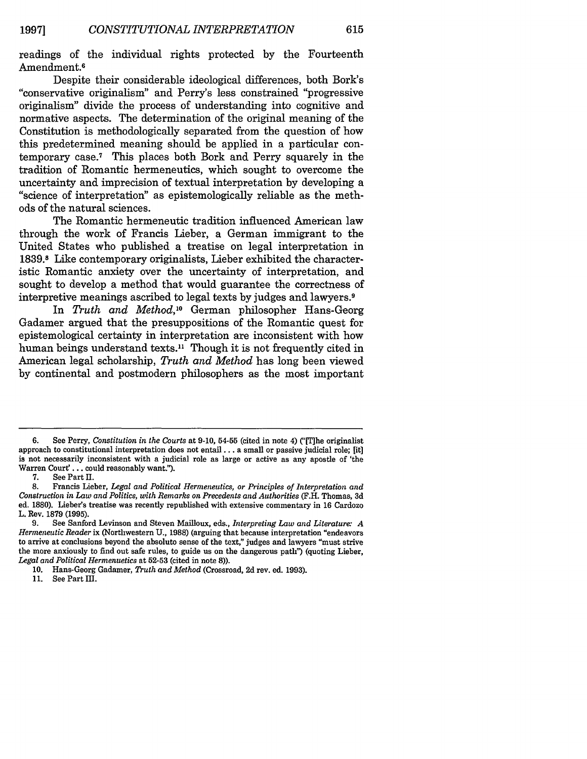readings of the individual rights protected by the Fourteenth Amendment.[6]

Despite their considerable ideological differences, both Bork's "conservative originalism" and Perry's less constrained "progressive originalism" divide the process of understanding into cognitive and normative aspects. The determination of the original meaning of the Constitution is methodologically separated from the question of how this predetermined meaning should be applied in a particular contemporary case.[7] This places both Bork and Perry squarely in the tradition of Romantic hermeneutics, which sought to overcome the uncertainty and imprecision of textual interpretation by developing a "science of interpretation" as epistemologically reliable as the methods of the natural sciences.

The Romantic hermeneutic tradition influenced American law through the work of Francis Lieber, a German immigrant to the United States who published a treatise on legal interpretation in 1839.[8] Like contemporary originalists, Lieber exhibited the characteristic Romantic anxiety over the uncertainty of interpretation, and sought to develop a method that would guarantee the correctness of interpretive meanings ascribed to legal texts by judges and lawyers.[9]

In *Truth and Method*,[10] German philosopher Hans-Georg Gadamer argued that the presuppositions of the Romantic quest for epistemological certainty in interpretation are inconsistent with how human beings understand texts.[11] Though it is not frequently cited in American legal scholarship, *Truth and Method* has long been viewed by continental and postmodern philosophers as the most important

---

6. See Perry, *Constitution in the Courts* at 9-10, 54-55 (cited in note 4) ("[T]he originalist approach to constitutional interpretation does not entail . . . a small or passive judicial role; [it] is not necessarily inconsistent with a judicial role as large or active as any apostle of 'the Warren Court' . . . could reasonably want.").

7. See Part II.

8. Francis Lieber, *Legal and Political Hermeneutics, or Principles of Interpretation and Construction in Law and Politics, with Remarks on Precedents and Authorities* (F.H. Thomas, 3d ed. 1880). Lieber's treatise was recently republished with extensive commentary in 16 Cardozo L. Rev. 1879 (1995).

9. See Sanford Levinson and Steven Mailloux, eds., *Interpreting Law and Literature: A Hermeneutic Reader* ix (Northwestern U., 1988) (arguing that because interpretation "endeavors to arrive at conclusions beyond the absoluto sense of the text," judges and lawyers "must strive the more anxiously to find out safe rules, to guide us on the dangerous path") (quoting Lieber, *Legal and Political Hermenuetics* at 52-53 (cited in note 8)).

10. Hans-Georg Gadamer, *Truth and Method* (Crossroad, 2d rev. ed. 1993).

11. See Part III.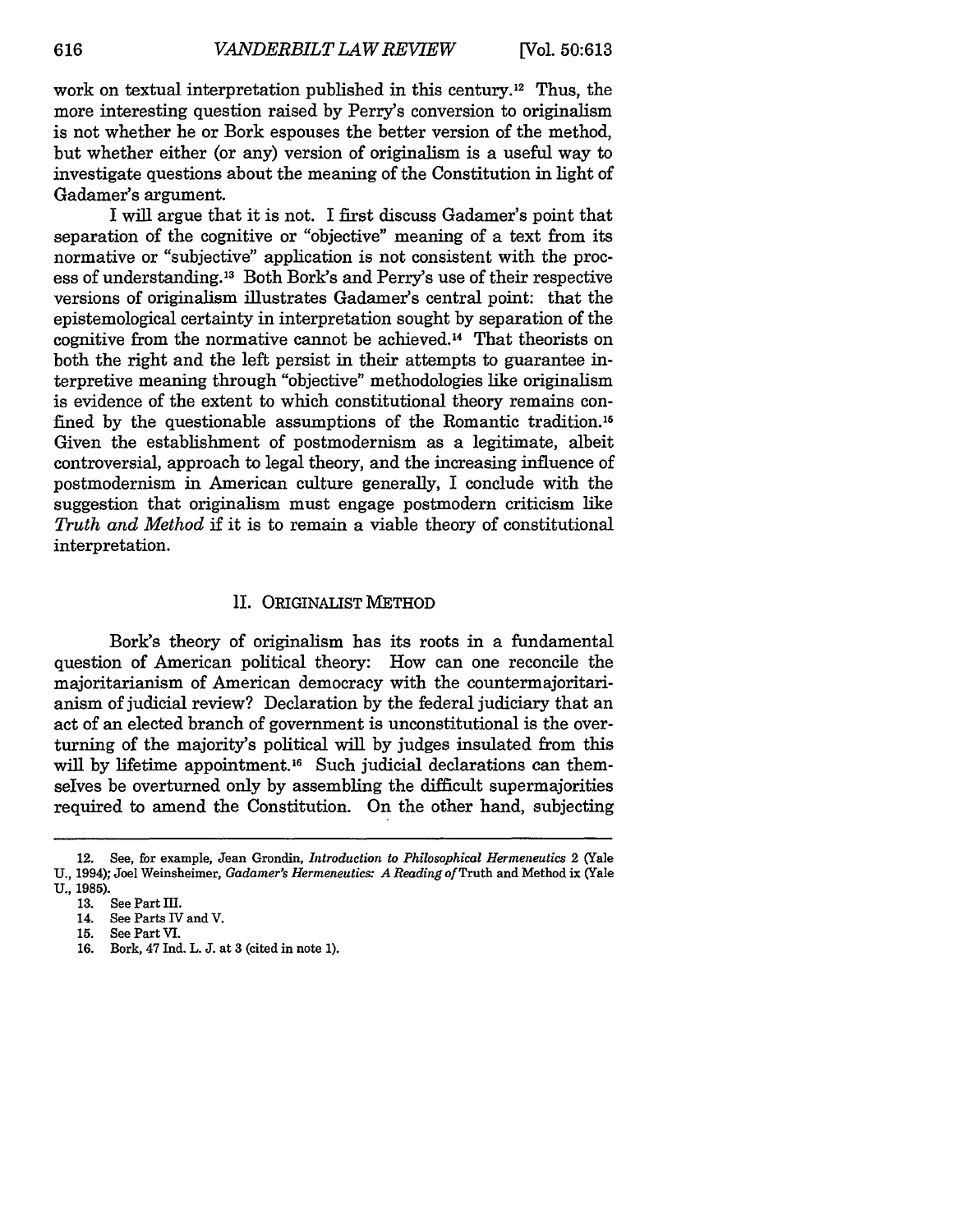work on textual interpretation published in this century.[12] Thus, the more interesting question raised by Perry's conversion to originalism is not whether he or Bork espouses the better version of the method, but whether either (or any) version of originalism is a useful way to investigate questions about the meaning of the Constitution in light of Gadamer's argument.

I will argue that it is not. I first discuss Gadamer's point that separation of the cognitive or "objective" meaning of a text from its normative or "subjective" application is not consistent with the process of understanding.[13] Both Bork's and Perry's use of their respective versions of originalism illustrates Gadamer's central point: that the epistemological certainty in interpretation sought by separation of the cognitive from the normative cannot be achieved.[14] That theorists on both the right and the left persist in their attempts to guarantee interpretive meaning through "objective" methodologies like originalism is evidence of the extent to which constitutional theory remains confined by the questionable assumptions of the Romantic tradition.[15] Given the establishment of postmodernism as a legitimate, albeit controversial, approach to legal theory, and the increasing influence of postmodernism in American culture generally, I conclude with the suggestion that originalism must engage postmodern criticism like *Truth and Method* if it is to remain a viable theory of constitutional interpretation.

## II. ORIGINALIST METHOD

Bork's theory of originalism has its roots in a fundamental question of American political theory: How can one reconcile the majoritarianism of American democracy with the countermajoritarianism of judicial review? Declaration by the federal judiciary that an act of an elected branch of government is unconstitutional is the overturning of the majority's political will by judges insulated from this will by lifetime appointment.[16] Such judicial declarations can themselves be overturned only by assembling the difficult supermajorities required to amend the Constitution. On the other hand, subjecting

---

12. See, for example, Jean Grondin, *Introduction to Philosophical Hermeneutics* 2 (Yale U., 1994); Joel Weinsheimer, *Gadamer's Hermeneutics: A Reading of* Truth and Method ix (Yale U., 1985).
13. See Part III.
14. See Parts IV and V.
15. See Part VI.
16. Bork, 47 Ind. L. J. at 3 (cited in note 1).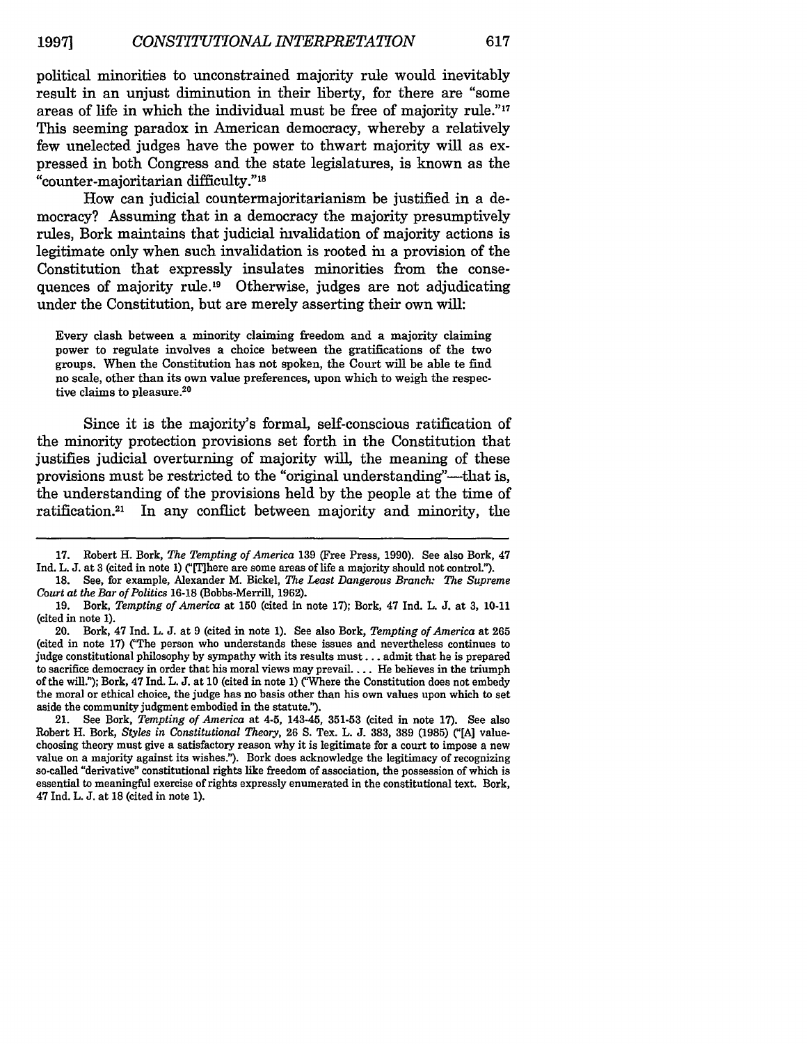political minorities to unconstrained majority rule would inevitably result in an unjust diminution in their liberty, for there are "some areas of life in which the individual must be free of majority rule."[17] This seeming paradox in American democracy, whereby a relatively few unelected judges have the power to thwart majority will as expressed in both Congress and the state legislatures, is known as the "counter-majoritarian difficulty."[18]

How can judicial countermajoritarianism be justified in a democracy? Assuming that in a democracy the majority presumptively rules, Bork maintains that judicial invalidation of majority actions is legitimate only when such invalidation is rooted in a provision of the Constitution that expressly insulates minorities from the consequences of majority rule.[19] Otherwise, judges are not adjudicating under the Constitution, but are merely asserting their own will:

> Every clash between a minority claiming freedom and a majority claiming power to regulate involves a choice between the gratifications of the two groups. When the Constitution has not spoken, the Court will be able te find no scale, other than its own value preferences, upon which to weigh the respective claims to pleasure.[20]

Since it is the majority's formal, self-conscious ratification of the minority protection provisions set forth in the Constitution that justifies judicial overturning of majority will, the meaning of these provisions must be restricted to the "original understanding"—that is, the understanding of the provisions held by the people at the time of ratification.[21] In any conflict between majority and minority, the

---

17. Robert H. Bork, *The Tempting of America* 139 (Free Press, 1990). See also Bork, 47 Ind. L. J. at 3 (cited in note 1) ("[T]here are some areas of life a majority should not control.").

18. See, for example, Alexander M. Bickel, *The Least Dangerous Branch: The Supreme Court at the Bar of Politics* 16-18 (Bobbs-Merrill, 1962).

19. Bork, *Tempting of America* at 150 (cited in note 17); Bork, 47 Ind. L. J. at 3, 10-11 (cited in note 1).

20. Bork, 47 Ind. L. J. at 9 (cited in note 1). See also Bork, *Tempting of America* at 265 (cited in note 17) ("The person who understands these issues and nevertheless continues to judge constitutional philosophy by sympathy with its results must . . . admit that he is prepared to sacrifice democracy in order that his moral views may prevail. . . . He believes in the triumph of the will."); Bork, 47 Ind. L. J. at 10 (cited in note 1) ("Where the Constitution does not embody the moral or ethical choice, the judge has no basis other than his own values upon which to set aside the community judgment embodied in the statute.").

21. See Bork, *Tempting of America* at 4-5, 143-45, 351-53 (cited in note 17). See also Robert H. Bork, *Styles in Constitutional Theory*, 26 S. Tex. L. J. 383, 389 (1985) ("[A] value-choosing theory must give a satisfactory reason why it is legitimate for a court to impose a new value on a majority against its wishes."). Bork does acknowledge the legitimacy of recognizing so-called "derivative" constitutional rights like freedom of association, the possession of which is essential to meaningful exercise of rights expressly enumerated in the constitutional text. Bork, 47 Ind. L. J. at 18 (cited in note 1).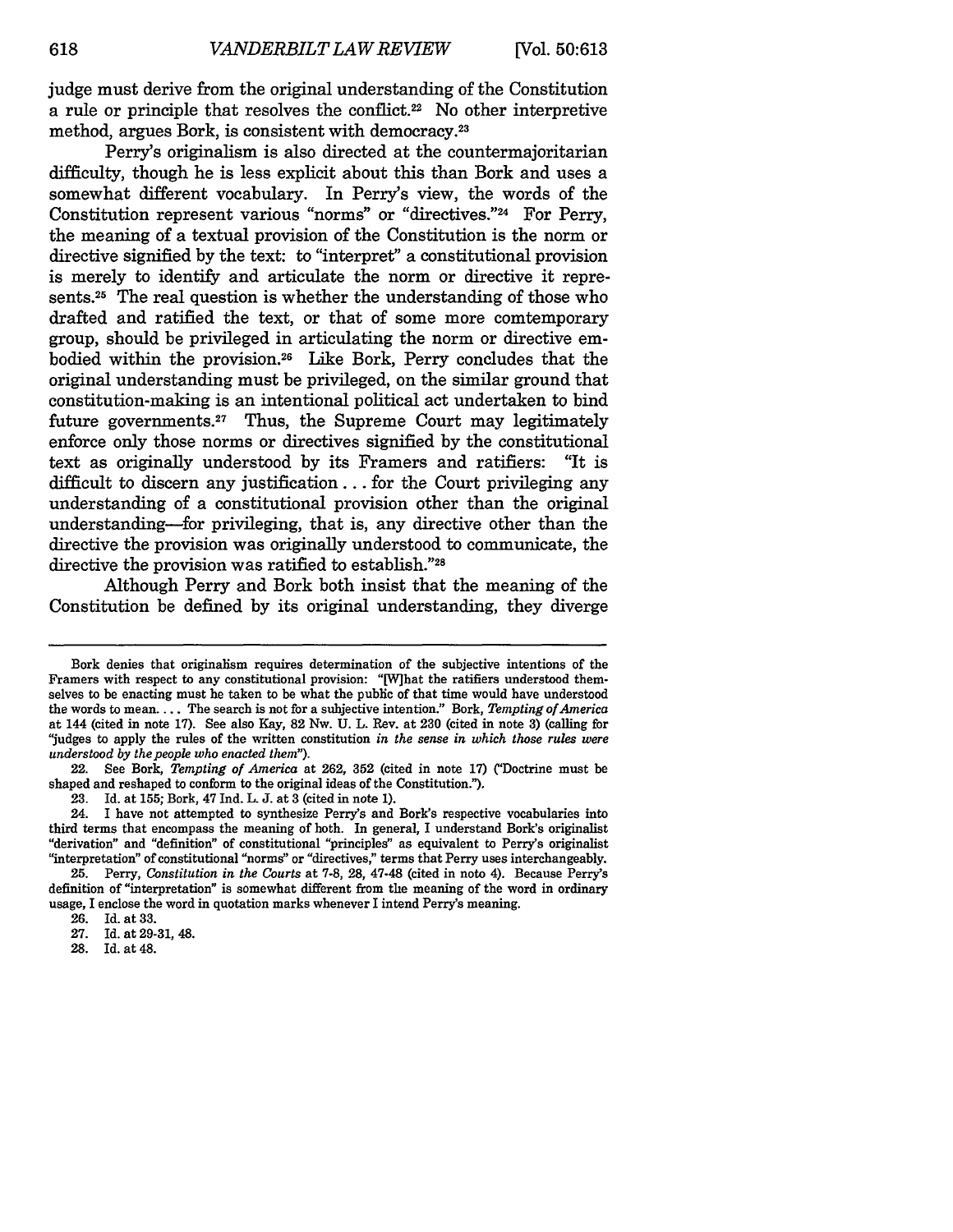judge must derive from the original understanding of the Constitution a rule or principle that resolves the conflict.[22] No other interpretive method, argues Bork, is consistent with democracy.[23]

Perry's originalism is also directed at the countermajoritarian difficulty, though he is less explicit about this than Bork and uses a somewhat different vocabulary. In Perry's view, the words of the Constitution represent various "norms" or "directives."[24] For Perry, the meaning of a textual provision of the Constitution is the norm or directive signified by the text: to "interpret" a constitutional provision is merely to identify and articulate the norm or directive it represents.[25] The real question is whether the understanding of those who drafted and ratified the text, or that of some more comtemporary group, should be privileged in articulating the norm or directive embodied within the provision.[26] Like Bork, Perry concludes that the original understanding must be privileged, on the similar ground that constitution-making is an intentional political act undertaken to bind future governments.[27] Thus, the Supreme Court may legitimately enforce only those norms or directives signified by the constitutional text as originally understood by its Framers and ratifiers: "It is difficult to discern any justification . . . for the Court privileging any understanding of a constitutional provision other than the original understanding—for privileging, that is, any directive other than the directive the provision was originally understood to communicate, the directive the provision was ratified to establish."[28]

Although Perry and Bork both insist that the meaning of the Constitution be defined by its original understanding, they diverge

---

Bork denies that originalism requires determination of the subjective intentions of the Framers with respect to any constitutional provision: "[W]hat the ratifiers understood themselves to be enacting must be taken to be what the public of that time would have understood the words to mean. . . . The search is not for a subjective intention." Bork, *Tempting of America* at 144 (cited in note 17). See also Kay, 82 Nw. U. L. Rev. at 230 (cited in note 3) (calling for "judges to apply the rules of the written constitution *in the sense in which those rules were understood by the people who enacted them*").

22. See Bork, *Tempting of America* at 262, 352 (cited in note 17) ("Doctrine must be shaped and reshaped to conform to the original ideas of the Constitution.").

23. Id. at 155; Bork, 47 Ind. L. J. at 3 (cited in note 1).

24. I have not attempted to synthesize Perry's and Bork's respective vocabularies into third terms that encompass the meaning of both. In general, I understand Bork's originalist "derivation" and "definition" of constitutional "principles" as equivalent to Perry's originalist "interpretation" of constitutional "norms" or "directives," terms that Perry uses interchangeably.

25. Perry, *Constitution in the Courts* at 7-8, 28, 47-48 (cited in note 4). Because Perry's definition of "interpretation" is somewhat different from the meaning of the word in ordinary usage, I enclose the word in quotation marks whenever I intend Perry's meaning.

26. Id. at 33.

27. Id. at 29-31, 48.

28. Id. at 48.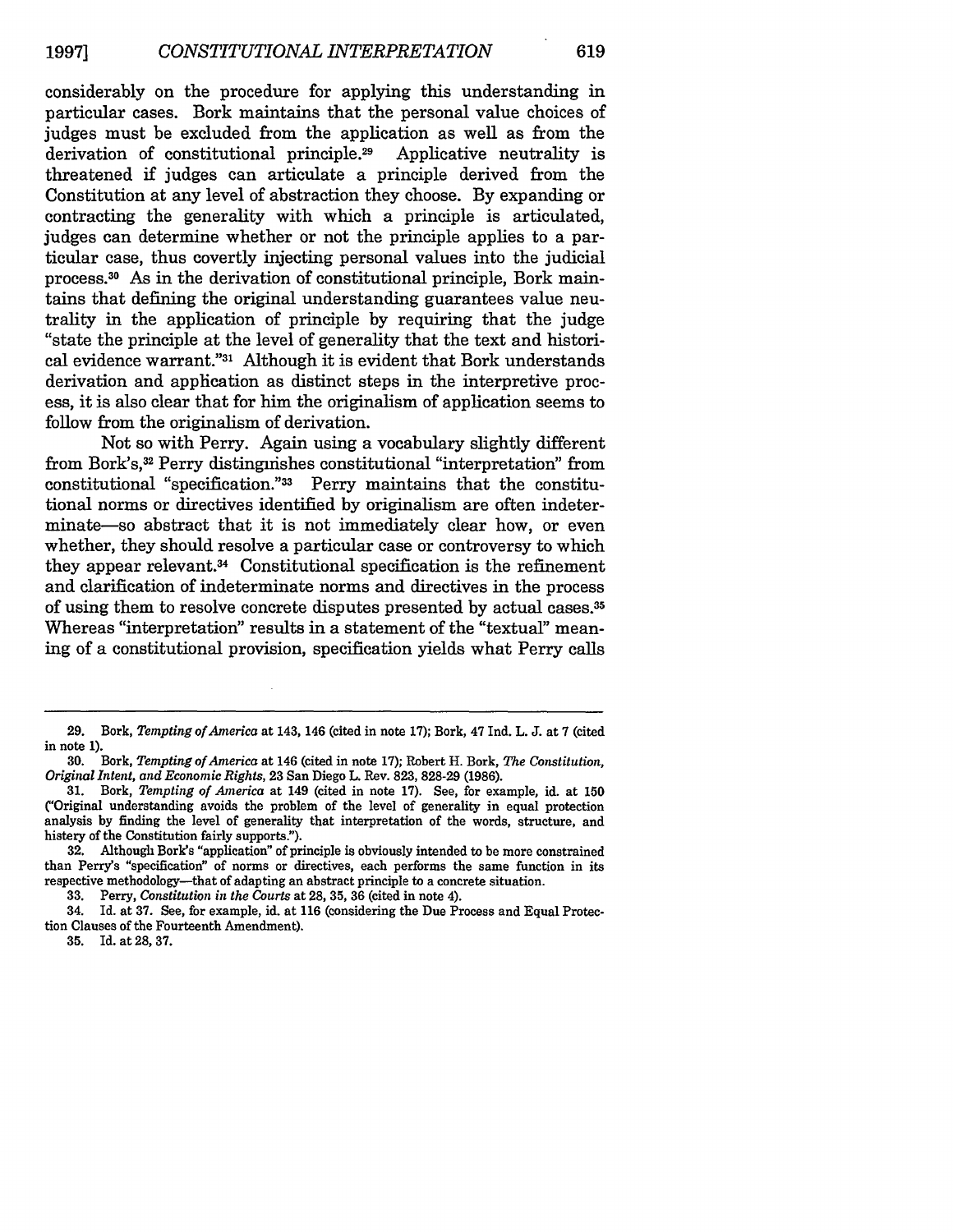considerably on the procedure for applying this understanding in particular cases. Bork maintains that the personal value choices of judges must be excluded from the application as well as from the derivation of constitutional principle.[29] Applicative neutrality is threatened if judges can articulate a principle derived from the Constitution at any level of abstraction they choose. By expanding or contracting the generality with which a principle is articulated, judges can determine whether or not the principle applies to a particular case, thus covertly injecting personal values into the judicial process.[30] As in the derivation of constitutional principle, Bork maintains that defining the original understanding guarantees value neutrality in the application of principle by requiring that the judge "state the principle at the level of generality that the text and historical evidence warrant."[31] Although it is evident that Bork understands derivation and application as distinct steps in the interpretive process, it is also clear that for him the originalism of application seems to follow from the originalism of derivation.

Not so with Perry. Again using a vocabulary slightly different from Bork's,[32] Perry distinguishes constitutional "interpretation" from constitutional "specification."[33] Perry maintains that the constitutional norms or directives identified by originalism are often indeterminate—so abstract that it is not immediately clear how, or even whether, they should resolve a particular case or controversy to which they appear relevant.[34] Constitutional specification is the refinement and clarification of indeterminate norms and directives in the process of using them to resolve concrete disputes presented by actual cases.[35] Whereas "interpretation" results in a statement of the "textual" meaning of a constitutional provision, specification yields what Perry calls

---

29. Bork, *Tempting of America* at 143, 146 (cited in note 17); Bork, 47 Ind. L. J. at 7 (cited in note 1).

30. Bork, *Tempting of America* at 146 (cited in note 17); Robert H. Bork, *The Constitution, Original Intent, and Economic Rights*, 23 San Diego L. Rev. 823, 828-29 (1986).

31. Bork, *Tempting of America* at 149 (cited in note 17). See, for example, id. at 150 ("Original understanding avoids the problem of the level of generality in equal protection analysis by finding the level of generality that interpretation of the words, structure, and history of the Constitution fairly supports.").

32. Although Bork's "application" of principle is obviously intended to be more constrained than Perry's "specification" of norms or directives, each performs the same function in its respective methodology—that of adapting an abstract principle to a concrete situation.

33. Perry, *Constitution in the Courts* at 28, 35, 36 (cited in note 4).

34. Id. at 37. See, for example, id. at 116 (considering the Due Process and Equal Protection Clauses of the Fourteenth Amendment).

35. Id. at 28, 37.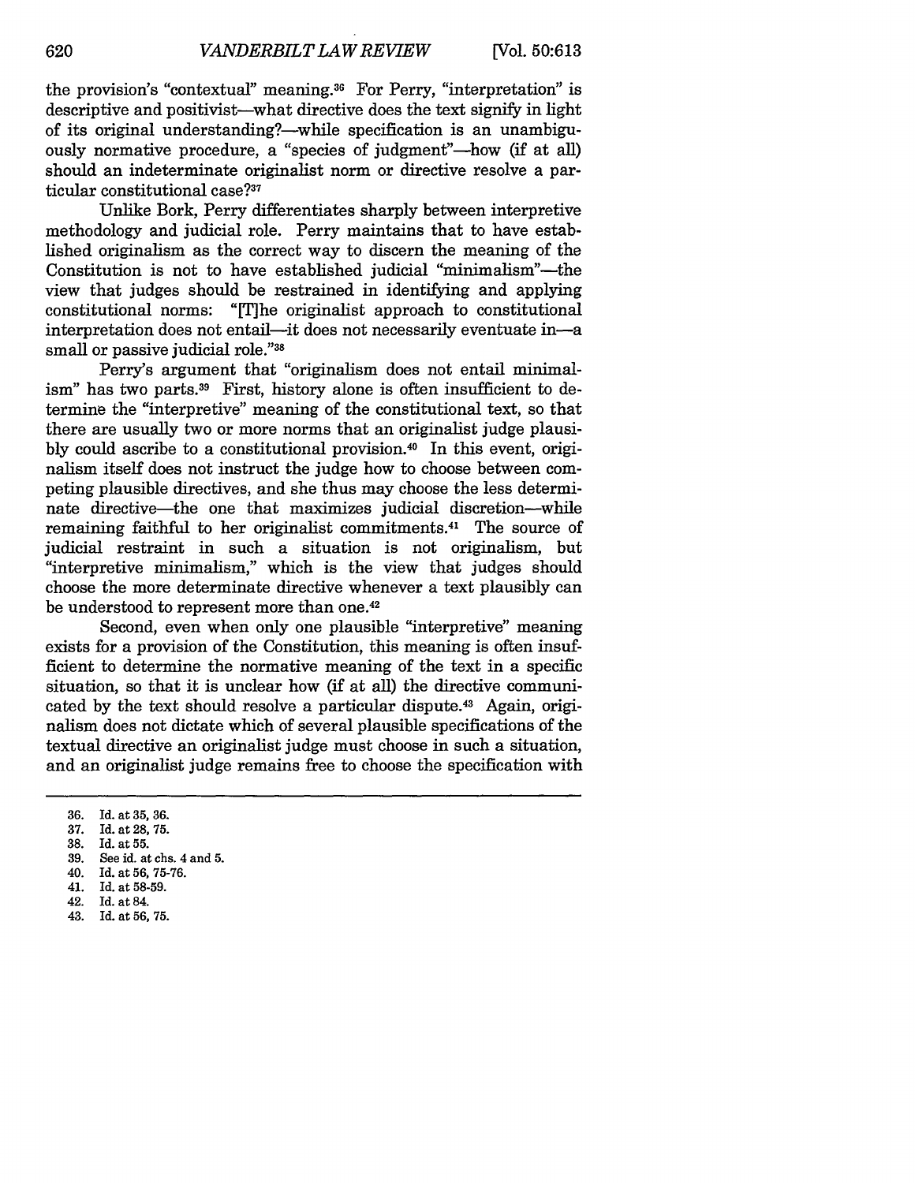the provision's "contextual" meaning.[36] For Perry, "interpretation" is descriptive and positivist—what directive does the text signify in light of its original understanding?—while specification is an unambiguously normative procedure, a "species of judgment"—how (if at all) should an indeterminate originalist norm or directive resolve a particular constitutional case?[37]

Unlike Bork, Perry differentiates sharply between interpretive methodology and judicial role. Perry maintains that to have established originalism as the correct way to discern the meaning of the Constitution is not to have established judicial "minimalism"—the view that judges should be restrained in identifying and applying constitutional norms: "[T]he originalist approach to constitutional interpretation does not entail—it does not necessarily eventuate in—a small or passive judicial role."[38]

Perry's argument that "originalism does not entail minimalism" has two parts.[39] First, history alone is often insufficient to determine the "interpretive" meaning of the constitutional text, so that there are usually two or more norms that an originalist judge plausibly could ascribe to a constitutional provision.[40] In this event, originalism itself does not instruct the judge how to choose between competing plausible directives, and she thus may choose the less determinate directive—the one that maximizes judicial discretion—while remaining faithful to her originalist commitments.[41] The source of judicial restraint in such a situation is not originalism, but "interpretive minimalism," which is the view that judges should choose the more determinate directive whenever a text plausibly can be understood to represent more than one.[42]

Second, even when only one plausible "interpretive" meaning exists for a provision of the Constitution, this meaning is often insufficient to determine the normative meaning of the text in a specific situation, so that it is unclear how (if at all) the directive communicated by the text should resolve a particular dispute.[43] Again, originalism does not dictate which of several plausible specifications of the textual directive an originalist judge must choose in such a situation, and an originalist judge remains free to choose the specification with

---

36. Id. at 35, 36.
37. Id. at 28, 75.
38. Id. at 55.
39. See id. at chs. 4 and 5.
40. Id. at 56, 75-76.
41. Id. at 58-59.
42. Id. at 84.
43. Id. at 56, 75.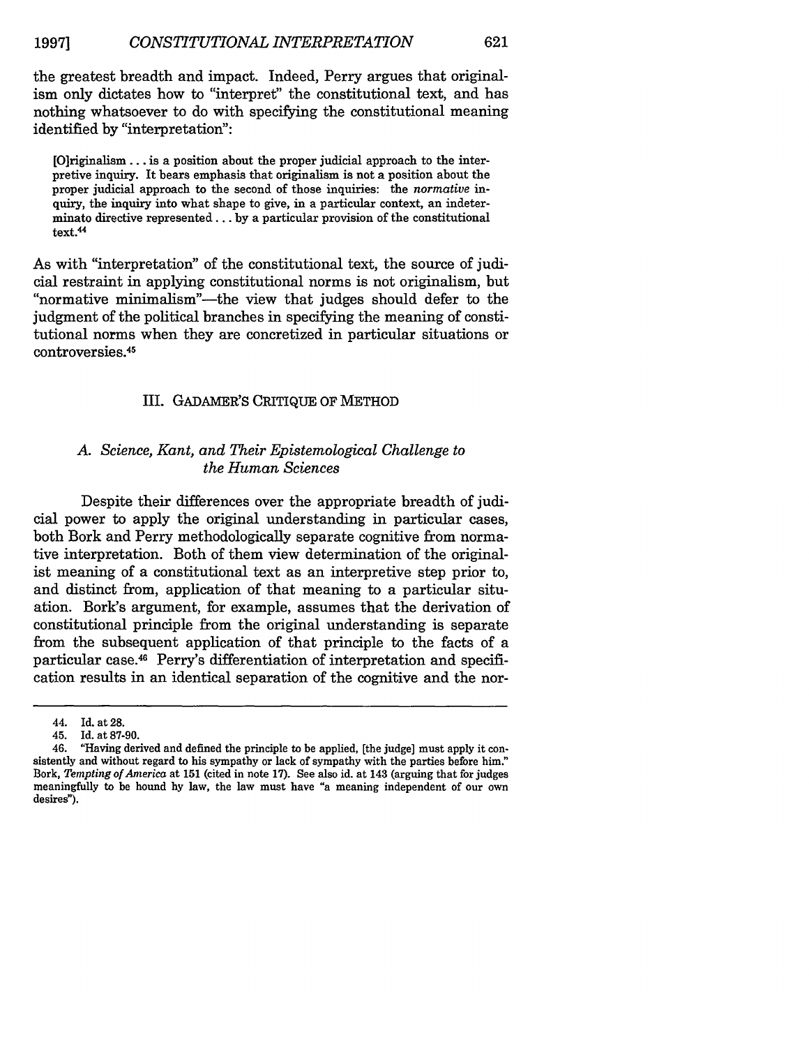the greatest breadth and impact. Indeed, Perry argues that originalism only dictates how to "interpret" the constitutional text, and has nothing whatsoever to do with specifying the constitutional meaning identified by "interpretation":

> [O]riginalism . . . is a position about the proper judicial approach to the interpretive inquiry. It bears emphasis that originalism is not a position about the proper judicial approach to the second of those inquiries: the *normative* inquiry, the inquiry into what shape to give, in a particular context, an indeterminato directive represented . . . by a particular provision of the constitutional text.[44]

As with "interpretation" of the constitutional text, the source of judicial restraint in applying constitutional norms is not originalism, but "normative minimalism"—the view that judges should defer to the judgment of the political branches in specifying the meaning of constitutional norms when they are concretized in particular situations or controversies.[45]

## III. GADAMER'S CRITIQUE OF METHOD

### A. *Science, Kant, and Their Epistemological Challenge to the Human Sciences*

Despite their differences over the appropriate breadth of judicial power to apply the original understanding in particular cases, both Bork and Perry methodologically separate cognitive from normative interpretation. Both of them view determination of the originalist meaning of a constitutional text as an interpretive step prior to, and distinct from, application of that meaning to a particular situation. Bork's argument, for example, assumes that the derivation of constitutional principle from the original understanding is separate from the subsequent application of that principle to the facts of a particular case.[46] Perry's differentiation of interpretation and specification results in an identical separation of the cognitive and the nor-

---

44. Id. at 28.

45. Id. at 87-90.

46. "Having derived and defined the principle to be applied, [the judge] must apply it consistently and without regard to his sympathy or lack of sympathy with the parties before him." Bork, *Tempting of America* at 151 (cited in note 17). See also id. at 143 (arguing that for judges meaningfully to be hound hy law, the law must have "a meaning independent of our own desires").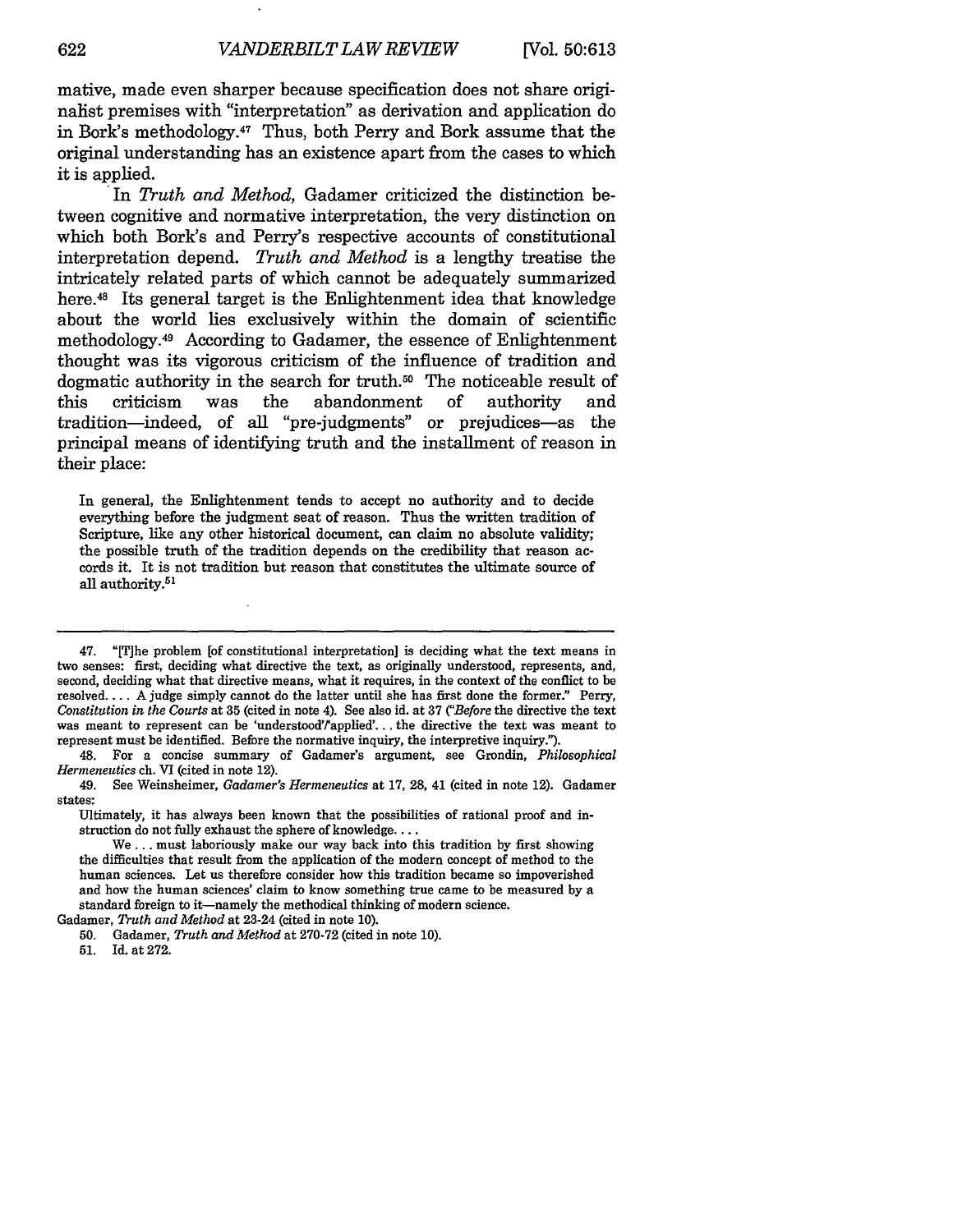mative, made even sharper because specification does not share originalist premises with "interpretation" as derivation and application do in Bork's methodology.[47] Thus, both Perry and Bork assume that the original understanding has an existence apart from the cases to which it is applied.

In *Truth and Method*, Gadamer criticized the distinction between cognitive and normative interpretation, the very distinction on which both Bork's and Perry's respective accounts of constitutional interpretation depend. *Truth and Method* is a lengthy treatise the intricately related parts of which cannot be adequately summarized here.[48] Its general target is the Enlightenment idea that knowledge about the world lies exclusively within the domain of scientific methodology.[49] According to Gadamer, the essence of Enlightenment thought was its vigorous criticism of the influence of tradition and dogmatic authority in the search for truth.[50] The noticeable result of this criticism was the abandonment of authority and tradition—indeed, of all "pre-judgments" or prejudices—as the principal means of identifying truth and the installment of reason in their place:

> In general, the Enlightenment tends to accept no authority and to decide everything before the judgment seat of reason. Thus the written tradition of Scripture, like any other historical document, can claim no absolute validity; the possible truth of the tradition depends on the credibility that reason accords it. It is not tradition but reason that constitutes the ultimate source of all authority.[51]

---

47. "[T]he problem [of constitutional interpretation] is deciding what the text means in two senses: first, deciding what directive the text, as originally understood, represents, and, second, deciding what that directive means, what it requires, in the context of the conflict to be resolved. . . . A judge simply cannot do the latter until she has first done the former." Perry, *Constitution in the Courts* at 35 (cited in note 4). See also id. at 37 ("*Before* the directive the text was meant to represent can be 'understood'/'applied'. . . the directive the text was meant to represent must be identified. Before the normative inquiry, the interpretive inquiry.").

48. For a concise summary of Gadamer's argument, see Grondin, *Philosophical Hermeneutics* ch. VI (cited in note 12).

49. See Weinsheimer, *Gadamer's Hermeneutics* at 17, 28, 41 (cited in note 12). Gadamer states:

> Ultimately, it has always been known that the possibilities of rational proof and instruction do not fully exhaust the sphere of knowledge. . . .
>
> We . . . must laboriously make our way back into this tradition by first showing the difficulties that result from the application of the modern concept of method to the human sciences. Let us therefore consider how this tradition became so impoverished and how the human sciences' claim to know something true came to be measured by a standard foreign to it—namely the methodical thinking of modern science.

Gadamer, *Truth and Method* at 23-24 (cited in note 10).

50. Gadamer, *Truth and Method* at 270-72 (cited in note 10).

51. Id. at 272.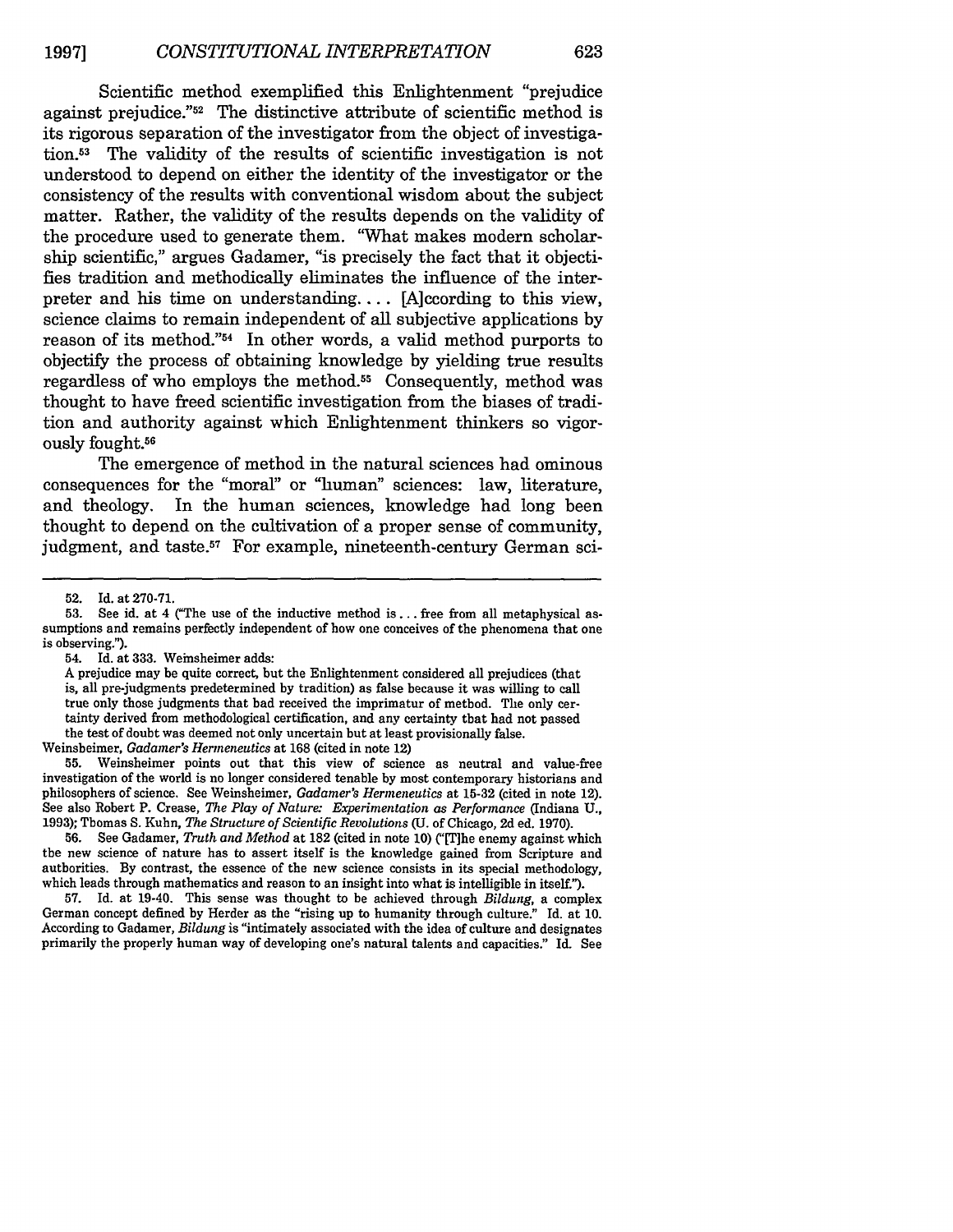Scientific method exemplified this Enlightenment "prejudice against prejudice."[52] The distinctive attribute of scientific method is its rigorous separation of the investigator from the object of investigation.[53] The validity of the results of scientific investigation is not understood to depend on either the identity of the investigator or the consistency of the results with conventional wisdom about the subject matter. Rather, the validity of the results depends on the validity of the procedure used to generate them. "What makes modern scholarship scientific," argues Gadamer, "is precisely the fact that it objectifies tradition and methodically eliminates the influence of the interpreter and his time on understanding. . . . [A]ccording to this view, science claims to remain independent of all subjective applications by reason of its method."[54] In other words, a valid method purports to objectify the process of obtaining knowledge by yielding true results regardless of who employs the method.[55] Consequently, method was thought to have freed scientific investigation from the biases of tradition and authority against which Enlightenment thinkers so vigorously fought.[56]

The emergence of method in the natural sciences had ominous consequences for the "moral" or "human" sciences: law, literature, and theology. In the human sciences, knowledge had long been thought to depend on the cultivation of a proper sense of community, judgment, and taste.[57] For example, nineteenth-century German sci-

---

52. Id. at 270-71.

53. See id. at 4 ("The use of the inductive method is . . . free from all metaphysical assumptions and remains perfectly independent of how one conceives of the phenomena that one is observing.").

54. Id. at 333. Weinsheimer adds:

> A prejudice may be quite correct, but the Enlightenment considered all prejudices (that is, all pre-judgments predetermined by tradition) as false because it was willing to call true only those judgments that had received the imprimatur of method. The only certainty derived from methodological certification, and any certainty that had not passed the test of doubt was deemed not only uncertain but at least provisionally false.

Weinsheimer, *Gadamer's Hermeneutics* at 168 (cited in note 12)

55. Weinsheimer points out that this view of science as neutral and value-free investigation of the world is no longer considered tenable by most contemporary historians and philosophers of science. See Weinsheimer, *Gadamer's Hermeneutics* at 15-32 (cited in note 12). See also Robert P. Crease, *The Play of Nature: Experimentation as Performance* (Indiana U., 1993); Thomas S. Kuhn, *The Structure of Scientific Revolutions* (U. of Chicago, 2d ed. 1970).

56. See Gadamer, *Truth and Method* at 182 (cited in note 10) ("[T]he enemy against which the new science of nature has to assert itself is the knowledge gained from Scripture and authorities. By contrast, the essence of the new science consists in its special methodology, which leads through mathematics and reason to an insight into what is intelligible in itself.").

57. Id. at 19-40. This sense was thought to be achieved through *Bildung*, a complex German concept defined by Herder as the "rising up to humanity through culture." Id. at 10. According to Gadamer, *Bildung* is "intimately associated with the idea of culture and designates primarily the properly human way of developing one's natural talents and capacities." Id. See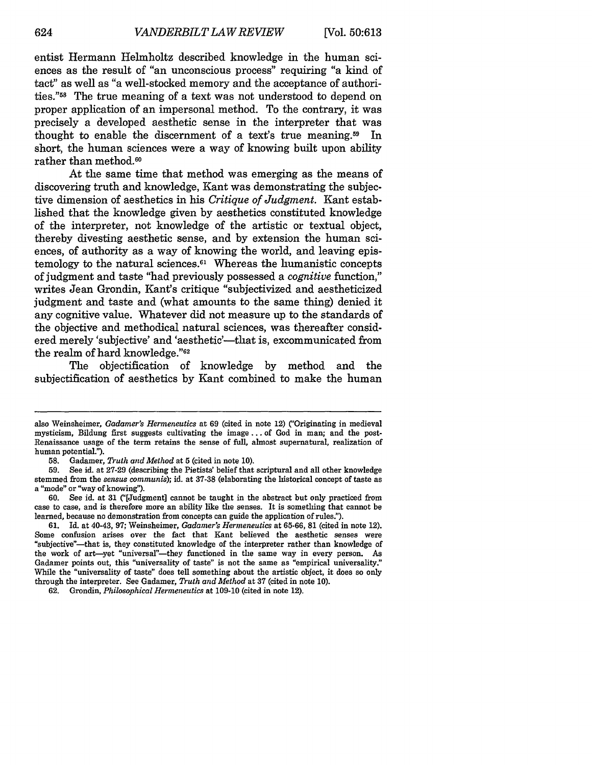entist Hermann Helmholtz described knowledge in the human sciences as the result of "an unconscious process" requiring "a kind of tact" as well as "a well-stocked memory and the acceptance of authorities."[58] The true meaning of a text was not understood to depend on proper application of an impersonal method. To the contrary, it was precisely a developed aesthetic sense in the interpreter that was thought to enable the discernment of a text's true meaning.[59] In short, the human sciences were a way of knowing built upon ability rather than method.[60]

At the same time that method was emerging as the means of discovering truth and knowledge, Kant was demonstrating the subjective dimension of aesthetics in his *Critique of Judgment*. Kant established that the knowledge given by aesthetics constituted knowledge of the interpreter, not knowledge of the artistic or textual object, thereby divesting aesthetic sense, and by extension the human sciences, of authority as a way of knowing the world, and leaving epistemology to the natural sciences.[61] Whereas the humanistic concepts of judgment and taste "had previously possessed a *cognitive* function," writes Jean Grondin, Kant's critique "subjectivized and aestheticized judgment and taste and (what amounts to the same thing) denied it any cognitive value. Whatever did not measure up to the standards of the objective and methodical natural sciences, was thereafter considered merely 'subjective' and 'aesthetic'—that is, excommunicated from the realm of hard knowledge."[62]

The objectification of knowledge by method and the subjectification of aesthetics by Kant combined to make the human

---

also Weinsheimer, *Gadamer's Hermeneutics* at 69 (cited in note 12) ("Originating in medieval mysticism, Bildung first suggests cultivating the image . . . of God in man; and the post-Renaissance usage of the term retains the sense of full, almost supernatural, realization of human potential.").

58. Gadamer, *Truth and Method* at 5 (cited in note 10).

59. See id. at 27-29 (describing the Pietists' belief that scriptural and all other knowledge stemmed from the *sensus communis*); id. at 37-38 (elaborating the historical concept of taste as a "mode" or "way of knowing").

60. See id. at 31 ("[Judgment] cannot be taught in the abstract but only practiced from case to case, and is therefore more an ability like the senses. It is something that cannot be learned, because no demonstration from concepts can guide the application of rules.").

61. Id. at 40-43, 97; Weinsheimer, *Gadamer's Hermeneutics* at 65-66, 81 (cited in note 12). Some confusion arises over the fact that Kant believed the aesthetic senses were "subjective"—that is, they constituted knowledge of the interpreter rather than knowledge of the work of art—yet "universal"—they functioned in the same way in every person. As Gadamer points out, this "universality of taste" is not the same as "empirical universality." While the "universality of taste" does tell something about the artistic object, it does so only through the interpreter. See Gadamer, *Truth and Method* at 37 (cited in note 10).

62. Grondin, *Philosophical Hermeneutics* at 109-10 (cited in note 12).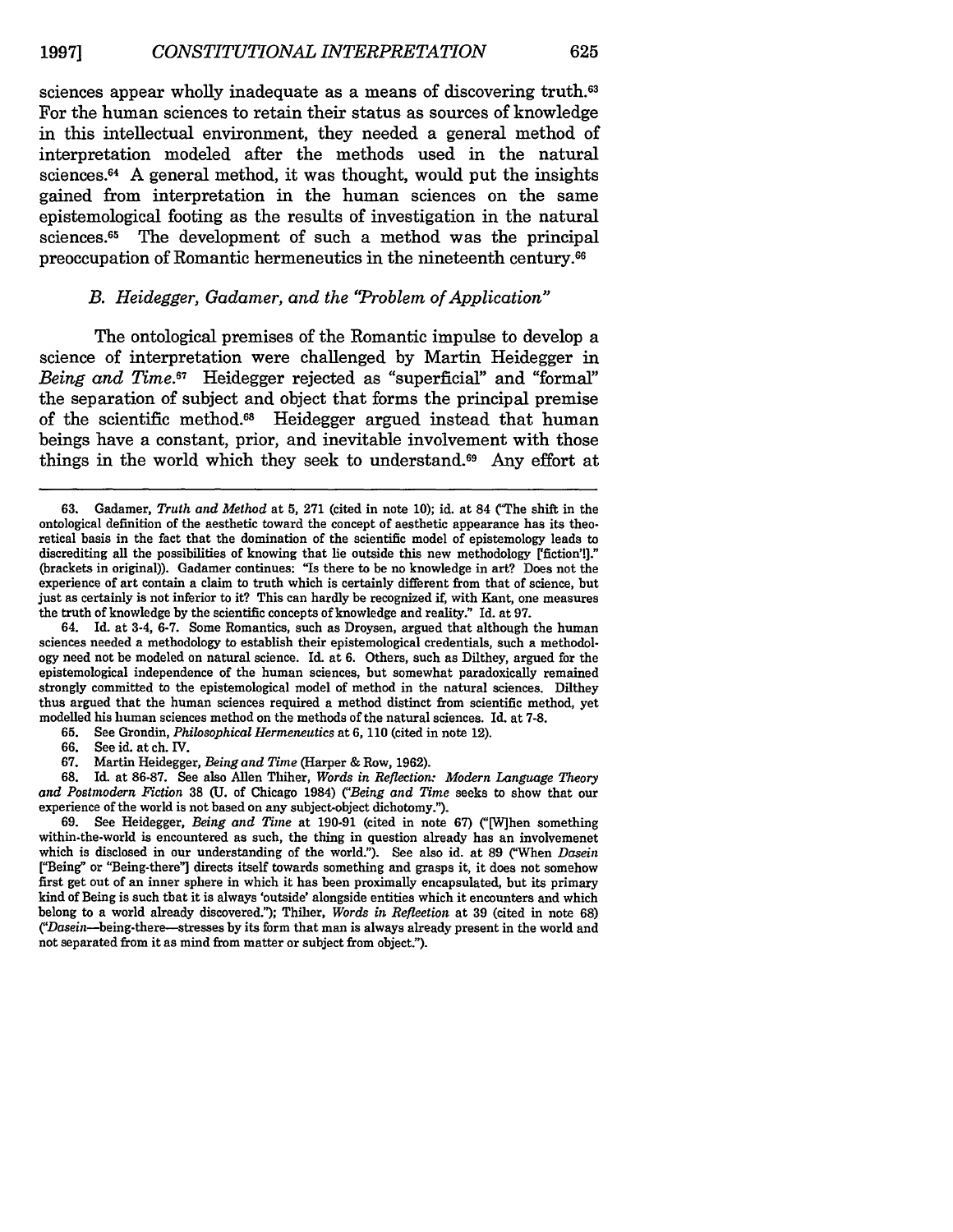sciences appear wholly inadequate as a means of discovering truth.[63] For the human sciences to retain their status as sources of knowledge in this intellectual environment, they needed a general method of interpretation modeled after the methods used in the natural sciences.[64] A general method, it was thought, would put the insights gained from interpretation in the human sciences on the same epistemological footing as the results of investigation in the natural sciences.[65] The development of such a method was the principal preoccupation of Romantic hermeneutics in the nineteenth century.[66]

### *B. Heidegger, Gadamer, and the "Problem of Application"*

The ontological premises of the Romantic impulse to develop a science of interpretation were challenged by Martin Heidegger in *Being and Time*.[67] Heidegger rejected as "superficial" and "formal" the separation of subject and object that forms the principal premise of the scientific method.[68] Heidegger argued instead that human beings have a constant, prior, and inevitable involvement with those things in the world which they seek to understand.[69] Any effort at

---

63. Gadamer, *Truth and Method* at 5, 271 (cited in note 10); id. at 84 ("The shift in the ontological definition of the aesthetic toward the concept of aesthetic appearance has its theoretical basis in the fact that the domination of the scientific model of epistemology leads to discrediting all the possibilities of knowing that lie outside this new methodology ['fiction']." (brackets in original)). Gadamer continues: "Is there to be no knowledge in art? Does not the experience of art contain a claim to truth which is certainly different from that of science, but just as certainly is not inferior to it? This can hardly be recognized if, with Kant, one measures the truth of knowledge by the scientific concepts of knowledge and reality." Id. at 97.

64. Id. at 3-4, 6-7. Some Romantics, such as Droysen, argued that although the human sciences needed a methodology to establish their epistemological credentials, such a methodology need not be modeled on natural science. Id. at 6. Others, such as Dilthey, argued for the epistemological independence of the human sciences, but somewhat paradoxically remained strongly committed to the epistemological model of method in the natural sciences. Dilthey thus argued that the human sciences required a method distinct from scientific method, yet modelled his human sciences method on the methods of the natural sciences. Id. at 7-8.

65. See Grondin, *Philosophical Hermeneutics* at 6, 110 (cited in note 12).

66. See id. at ch. IV.

67. Martin Heidegger, *Being and Time* (Harper & Row, 1962).

68. Id. at 86-87. See also Allen Thiher, *Words in Reflection: Modern Language Theory and Postmodern Fiction* 38 (U. of Chicago 1984) ("*Being and Time* seeks to show that our experience of the world is not based on any subject-object dichotomy.").

69. See Heidegger, *Being and Time* at 190-91 (cited in note 67) ("[W]hen something within-the-world is encountered as such, the thing in question already has an involvemenet which is disclosed in our understanding of the world."). See also id. at 89 ("When *Dasein* ["Being" or "Being-there"] directs itself towards something and grasps it, it does not somehow first get out of an inner sphere in which it has been proximally encapsulated, but its primary kind of Being is such that it is always 'outside' alongside entities which it encounters and which belong to a world already discovered."); Thiher, *Words in Reflection* at 39 (cited in note 68) ("*Dasein*—being-there—stresses by its form that man is always already present in the world and not separated from it as mind from matter or subject from object.").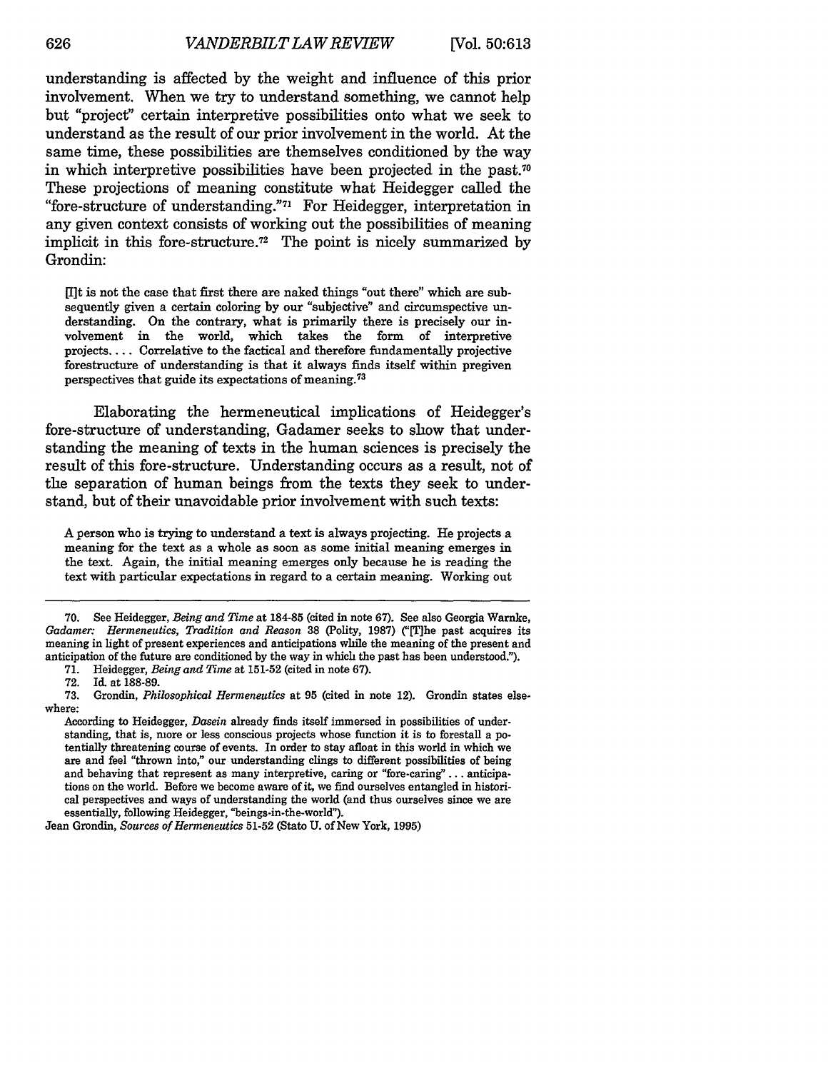understanding is affected by the weight and influence of this prior involvement. When we try to understand something, we cannot help but "project" certain interpretive possibilities onto what we seek to understand as the result of our prior involvement in the world. At the same time, these possibilities are themselves conditioned by the way in which interpretive possibilities have been projected in the past.[70] These projections of meaning constitute what Heidegger called the "fore-structure of understanding."[71] For Heidegger, interpretation in any given context consists of working out the possibilities of meaning implicit in this fore-structure.[72] The point is nicely summarized by Grondin:

> [I]t is not the case that first there are naked things "out there" which are subsequently given a certain coloring by our "subjective" and circumspective understanding. On the contrary, what is primarily there is precisely our involvement in the world, which takes the form of interpretive projects.... Correlative to the factical and therefore fundamentally projective forestructure of understanding is that it always finds itself within pregiven perspectives that guide its expectations of meaning.[73]

Elaborating the hermeneutical implications of Heidegger's fore-structure of understanding, Gadamer seeks to show that understanding the meaning of texts in the human sciences is precisely the result of this fore-structure. Understanding occurs as a result, not of the separation of human beings from the texts they seek to understand, but of their unavoidable prior involvement with such texts:

> A person who is trying to understand a text is always projecting. He projects a meaning for the text as a whole as soon as some initial meaning emerges in the text. Again, the initial meaning emerges only because he is reading the text with particular expectations in regard to a certain meaning. Working out

---

70. See Heidegger, *Being and Time* at 184-85 (cited in note 67). See also Georgia Warnke, *Gadamer: Hermeneutics, Tradition and Reason* 38 (Polity, 1987) ("[T]he past acquires its meaning in light of present experiences and anticipations while the meaning of the present and anticipation of the future are conditioned by the way in which the past has been understood.").

71. Heidegger, *Being and Time* at 151-52 (cited in note 67).

72. Id. at 188-89.

73. Grondin, *Philosophical Hermeneutics* at 95 (cited in note 12). Grondin states elsewhere:

> According to Heidegger, *Dasein* already finds itself immersed in possibilities of understanding, that is, more or less conscious projects whose function it is to forestall a potentially threatening course of events. In order to stay afloat in this world in which we are and feel "thrown into," our understanding clings to different possibilities of being and behaving that represent as many interpretive, caring or "fore-caring" . . . anticipations on the world. Before we become aware of it, we find ourselves entangled in historical perspectives and ways of understanding the world (and thus ourselves since we are essentially, following Heidegger, "beings-in-the-world").

Jean Grondin, *Sources of Hermeneutics* 51-52 (Stato U. of New York, 1995)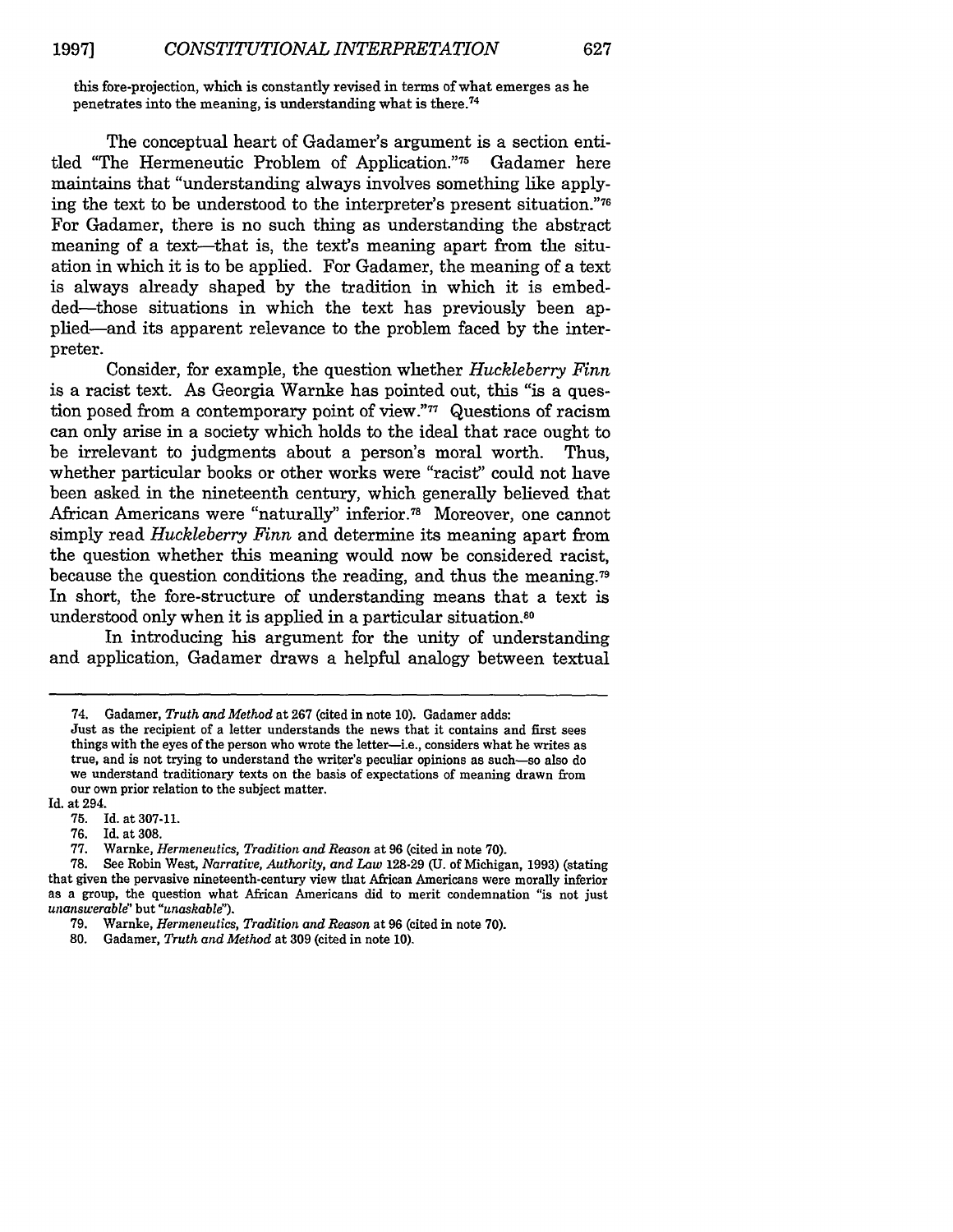this fore-projection, which is constantly revised in terms of what emerges as he penetrates into the meaning, is understanding what is there.[74]

The conceptual heart of Gadamer's argument is a section entitled "The Hermeneutic Problem of Application."[75] Gadamer here maintains that "understanding always involves something like applying the text to be understood to the interpreter's present situation."[76] For Gadamer, there is no such thing as understanding the abstract meaning of a text—that is, the text's meaning apart from the situation in which it is to be applied. For Gadamer, the meaning of a text is always already shaped by the tradition in which it is embedded—those situations in which the text has previously been applied—and its apparent relevance to the problem faced by the interpreter.

Consider, for example, the question whether *Huckleberry Finn* is a racist text. As Georgia Warnke has pointed out, this "is a question posed from a contemporary point of view."[77] Questions of racism can only arise in a society which holds to the ideal that race ought to be irrelevant to judgments about a person's moral worth. Thus, whether particular books or other works were "racist" could not have been asked in the nineteenth century, which generally believed that African Americans were "naturally" inferior.[78] Moreover, one cannot simply read *Huckleberry Finn* and determine its meaning apart from the question whether this meaning would now be considered racist, because the question conditions the reading, and thus the meaning.[79] In short, the fore-structure of understanding means that a text is understood only when it is applied in a particular situation.[80]

In introducing his argument for the unity of understanding and application, Gadamer draws a helpful analogy between textual

---

74. Gadamer, *Truth and Method* at 267 (cited in note 10). Gadamer adds:

Just as the recipient of a letter understands the news that it contains and first sees things with the eyes of the person who wrote the letter—i.e., considers what he writes as true, and is not trying to understand the writer's peculiar opinions as such—so also do we understand traditionary texts on the basis of expectations of meaning drawn from our own prior relation to the subject matter.

Id. at 294.

75. Id. at 307-11.

76. Id. at 308.

77. Warnke, *Hermeneutics, Tradition and Reason* at 96 (cited in note 70).

78. See Robin West, *Narrative, Authority, and Law* 128-29 (U. of Michigan, 1993) (stating that given the pervasive nineteenth-century view that African Americans were morally inferior as a group, the question what African Americans did to merit condemnation "is not just *unanswerable*" but "*unaskable*").

79. Warnke, *Hermeneutics, Tradition and Reason* at 96 (cited in note 70).

80. Gadamer, *Truth and Method* at 309 (cited in note 10).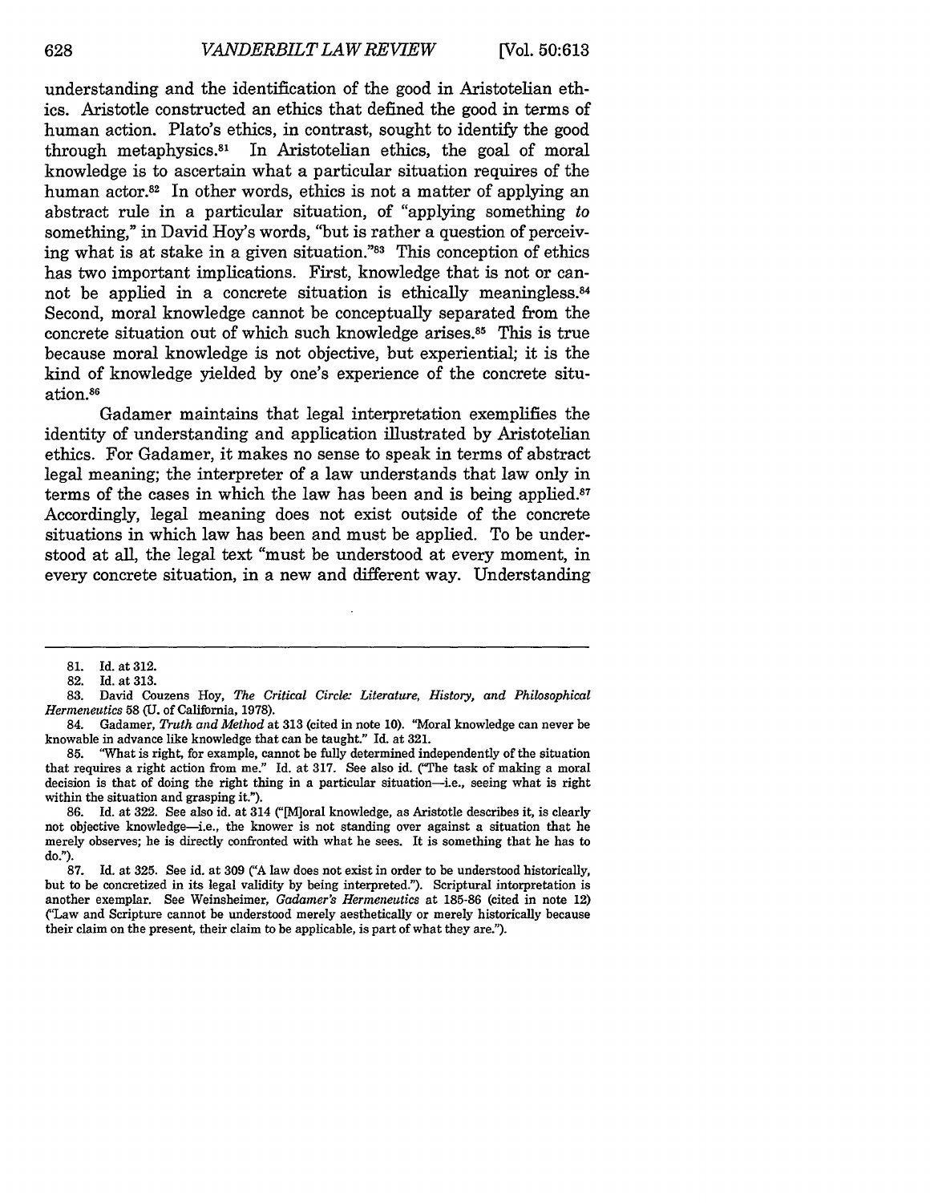understanding and the identification of the good in Aristotelian ethics. Aristotle constructed an ethics that defined the good in terms of human action. Plato's ethics, in contrast, sought to identify the good through metaphysics.[81] In Aristotelian ethics, the goal of moral knowledge is to ascertain what a particular situation requires of the human actor.[82] In other words, ethics is not a matter of applying an abstract rule in a particular situation, of "applying something *to* something," in David Hoy's words, "but is rather a question of perceiving what is at stake in a given situation."[83] This conception of ethics has two important implications. First, knowledge that is not or cannot be applied in a concrete situation is ethically meaningless.[84] Second, moral knowledge cannot be conceptually separated from the concrete situation out of which such knowledge arises.[85] This is true because moral knowledge is not objective, but experiential; it is the kind of knowledge yielded by one's experience of the concrete situation.[86]

Gadamer maintains that legal interpretation exemplifies the identity of understanding and application illustrated by Aristotelian ethics. For Gadamer, it makes no sense to speak in terms of abstract legal meaning; the interpreter of a law understands that law only in terms of the cases in which the law has been and is being applied.[87] Accordingly, legal meaning does not exist outside of the concrete situations in which law has been and must be applied. To be understood at all, the legal text "must be understood at every moment, in every concrete situation, in a new and different way. Understanding

---

81. Id. at 312.

82. Id. at 313.

83. David Couzens Hoy, *The Critical Circle: Literature, History, and Philosophical Hermeneutics* 58 (U. of California, 1978).

84. Gadamer, *Truth and Method* at 313 (cited in note 10). "Moral knowledge can never be knowable in advance like knowledge that can be taught." Id. at 321.

85. "What is right, for example, cannot be fully determined independently of the situation that requires a right action from me." Id. at 317. See also id. ("The task of making a moral decision is that of doing the right thing in a particular situation—i.e., seeing what is right within the situation and grasping it.").

86. Id. at 322. See also id. at 314 ("[M]oral knowledge, as Aristotle describes it, is clearly not objective knowledge—i.e., the knower is not standing over against a situation that he merely observes; he is directly confronted with what he sees. It is something that he has to do.").

87. Id. at 325. See id. at 309 ("A law does not exist in order to be understood historically, but to be concretized in its legal validity by being interpreted."). Scriptural interpretation is another exemplar. See Weinsheimer, *Gadamer's Hermeneutics* at 185-86 (cited in note 12) ("Law and Scripture cannot be understood merely aesthetically or merely historically because their claim on the present, their claim to be applicable, is part of what they are.").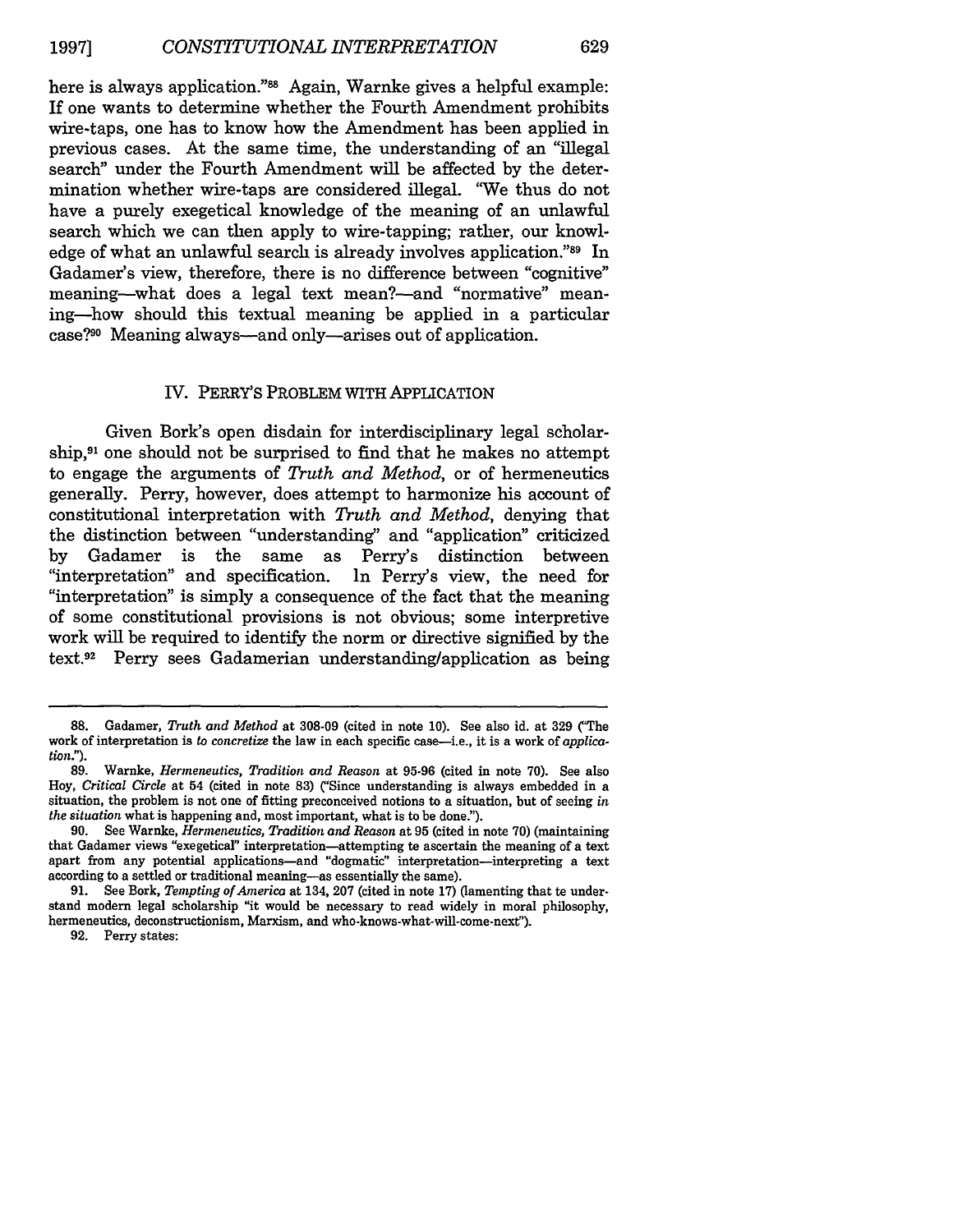here is always application."[88] Again, Warnke gives a helpful example: If one wants to determine whether the Fourth Amendment prohibits wire-taps, one has to know how the Amendment has been applied in previous cases. At the same time, the understanding of an "illegal search" under the Fourth Amendment will be affected by the determination whether wire-taps are considered illegal. "We thus do not have a purely exegetical knowledge of the meaning of an unlawful search which we can then apply to wire-tapping; rather, our knowledge of what an unlawful search is already involves application."[89] In Gadamer's view, therefore, there is no difference between "cognitive" meaning—what does a legal text mean?—and "normative" meaning—how should this textual meaning be applied in a particular case?[90] Meaning always—and only—arises out of application.

## IV. PERRY'S PROBLEM WITH APPLICATION

Given Bork's open disdain for interdisciplinary legal scholarship,[91] one should not be surprised to find that he makes no attempt to engage the arguments of *Truth and Method*, or of hermeneutics generally. Perry, however, does attempt to harmonize his account of constitutional interpretation with *Truth and Method*, denying that the distinction between "understanding" and "application" criticized by Gadamer is the same as Perry's distinction between "interpretation" and specification. In Perry's view, the need for "interpretation" is simply a consequence of the fact that the meaning of some constitutional provisions is not obvious; some interpretive work will be required to identify the norm or directive signified by the text.[92] Perry sees Gadamerian understanding/application as being

---

88. Gadamer, *Truth and Method* at 308-09 (cited in note 10). See also id. at 329 ("The work of interpretation is *to concretize* the law in each specific case—i.e., it is a work of *application*.").

89. Warnke, *Hermeneutics, Tradition and Reason* at 95-96 (cited in note 70). See also Hoy, *Critical Circle* at 54 (cited in note 83) ("Since understanding is always embedded in a situation, the problem is not one of fitting preconceived notions to a situation, but of seeing *in the situation* what is happening and, most important, what is to be done.").

90. See Warnke, *Hermeneutics, Tradition and Reason* at 95 (cited in note 70) (maintaining that Gadamer views "exegetical" interpretation—attempting te ascertain the meaning of a text apart from any potential applications—and "dogmatic" interpretation—interpreting a text according to a settled or traditional meaning—as essentially the same).

91. See Bork, *Tempting of America* at 134, 207 (cited in note 17) (lamenting that te understand modern legal scholarship "it would be necessary to read widely in moral philosophy, hermeneutics, deconstructionism, Marxism, and who-knows-what-will-come-next").

92. Perry states: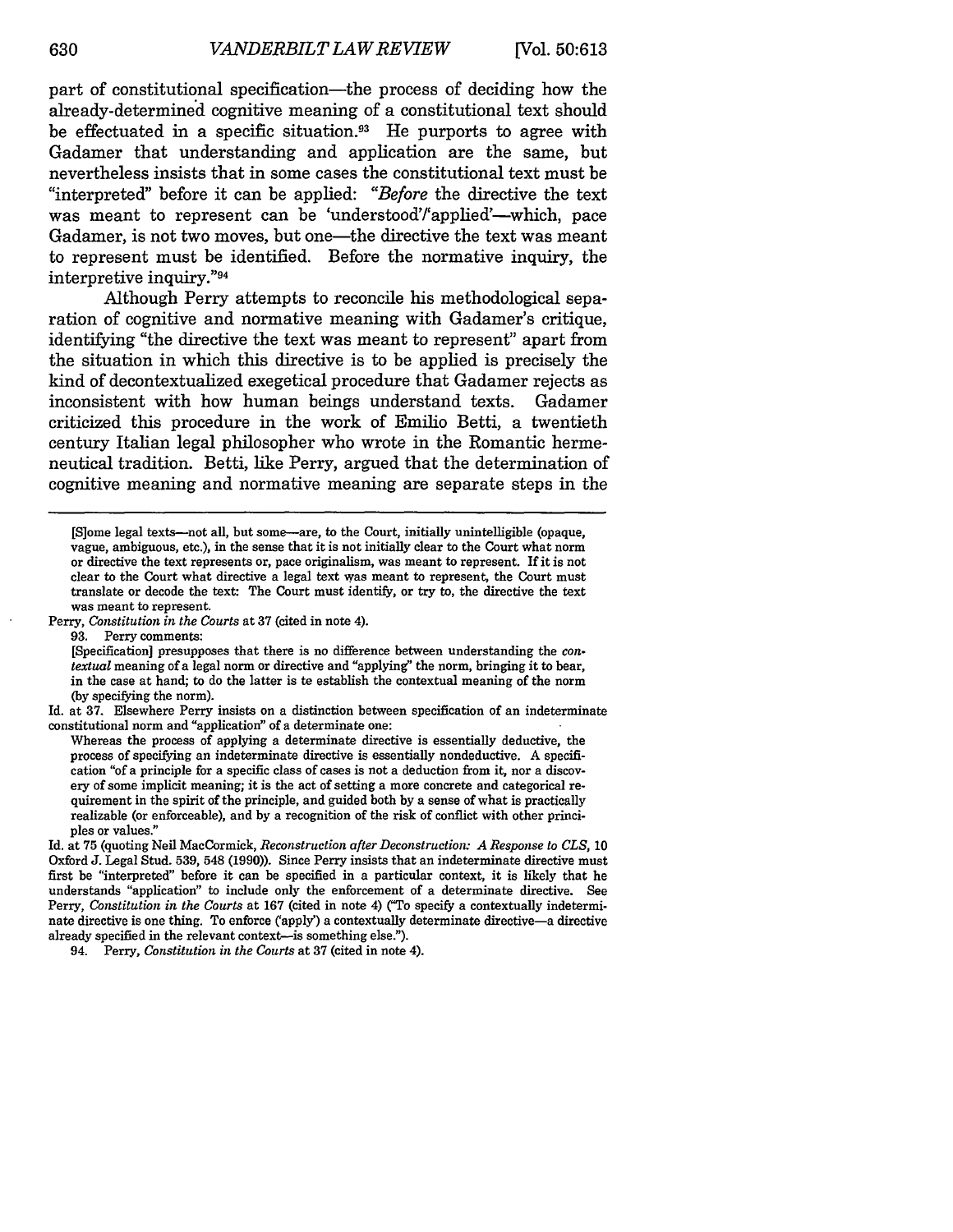part of constitutional specification—the process of deciding how the already-determined cognitive meaning of a constitutional text should be effectuated in a specific situation.[93] He purports to agree with Gadamer that understanding and application are the same, but nevertheless insists that in some cases the constitutional text must be "interpreted" before it can be applied: "*Before* the directive the text was meant to represent can be 'understood'/'applied'—which, pace Gadamer, is not two moves, but one—the directive the text was meant to represent must be identified. Before the normative inquiry, the interpretive inquiry."[94]

Although Perry attempts to reconcile his methodological separation of cognitive and normative meaning with Gadamer's critique, identifying "the directive the text was meant to represent" apart from the situation in which this directive is to be applied is precisely the kind of decontextualized exegetical procedure that Gadamer rejects as inconsistent with how human beings understand texts. Gadamer criticized this procedure in the work of Emilio Betti, a twentieth century Italian legal philosopher who wrote in the Romantic hermeneutical tradition. Betti, like Perry, argued that the determination of cognitive meaning and normative meaning are separate steps in the

---

> [S]ome legal texts—not all, but some—are, to the Court, initially unintelligible (opaque, vague, ambiguous, etc.), in the sense that it is not initially clear to the Court what norm or directive the text represents or, pace originalism, was meant to represent. If it is not clear to the Court what directive a legal text was meant to represent, the Court must translate or decode the text: The Court must identify, or try to, the directive the text was meant to represent.

Perry, *Constitution in the Courts* at 37 (cited in note 4).

93. Perry comments:

> [Specification] presupposes that there is no difference between understanding the *contextual* meaning of a legal norm or directive and "applying" the norm, bringing it to bear, in the case at hand; to do the latter is te establish the contextual meaning of the norm (by specifying the norm).

Id. at 37. Elsewhere Perry insists on a distinction between specification of an indeterminate constitutional norm and "application" of a determinate one:

> Whereas the process of applying a determinate directive is essentially deductive, the process of specifying an indeterminate directive is essentially nondeductive. A specification "of a principle for a specific class of cases is not a deduction from it, nor a discovery of some implicit meaning; it is the act of setting a more concrete and categorical requirement in the spirit of the principle, and guided both by a sense of what is practically realizable (or enforceable), and by a recognition of the risk of conflict with other principles or values."

Id. at 75 (quoting Neil MacCormick, *Reconstruction after Deconstruction: A Response to CLS*, 10 Oxford J. Legal Stud. 539, 548 (1990)). Since Perry insists that an indeterminate directive must first be "interpreted" before it can be specified in a particular context, it is likely that he understands "application" to include only the enforcement of a determinate directive. See Perry, *Constitution in the Courts* at 167 (cited in note 4) ("To specify a contextually indeterminate directive is one thing. To enforce ('apply') a contextually determinate directive—a directive already specified in the relevant context—is something else.").

94. Perry, *Constitution in the Courts* at 37 (cited in note 4).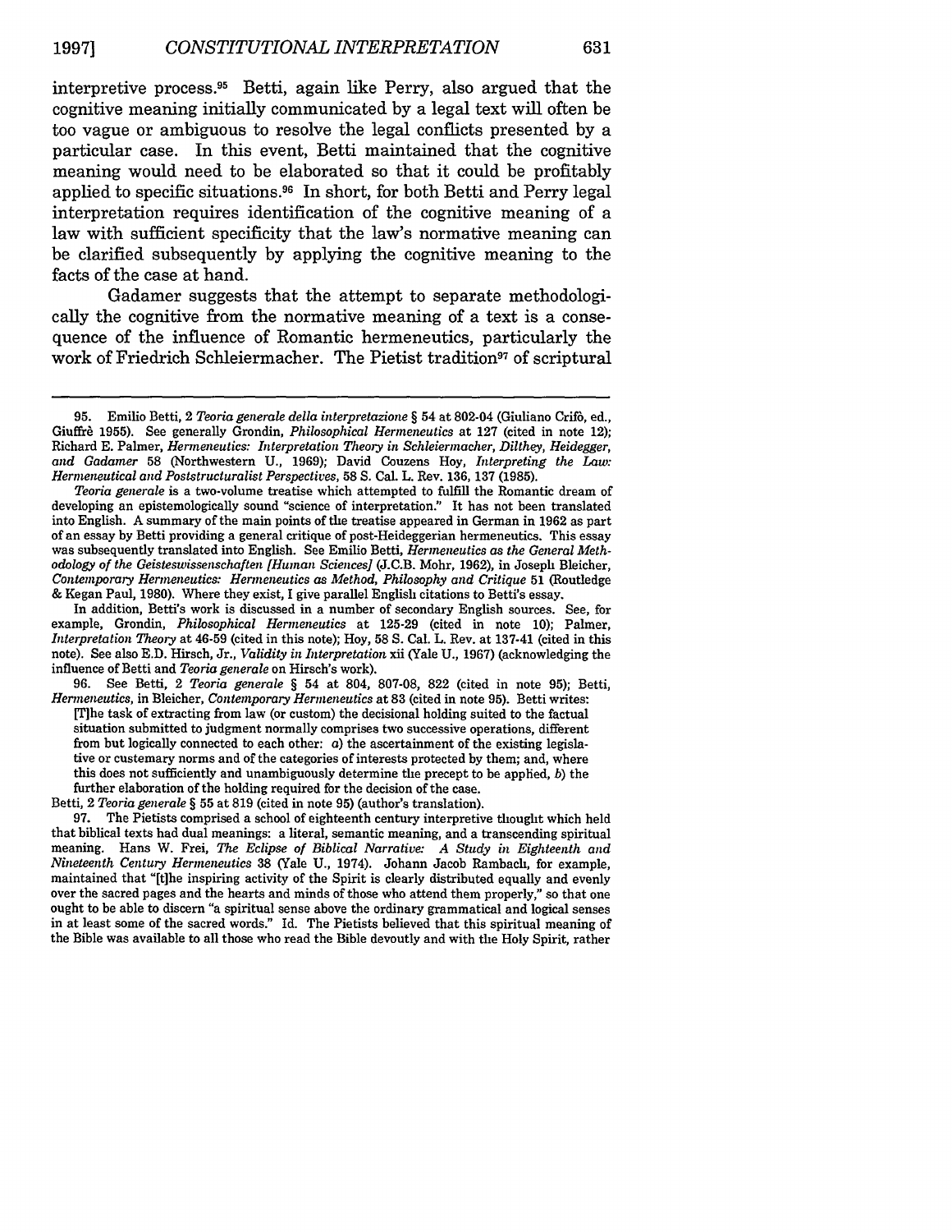interpretive process.[95] Betti, again like Perry, also argued that the cognitive meaning initially communicated by a legal text will often be too vague or ambiguous to resolve the legal conflicts presented by a particular case. In this event, Betti maintained that the cognitive meaning would need to be elaborated so that it could be profitably applied to specific situations.[96] In short, for both Betti and Perry legal interpretation requires identification of the cognitive meaning of a law with sufficient specificity that the law's normative meaning can be clarified subsequently by applying the cognitive meaning to the facts of the case at hand.

Gadamer suggests that the attempt to separate methodologically the cognitive from the normative meaning of a text is a consequence of the influence of Romantic hermeneutics, particularly the work of Friedrich Schleiermacher. The Pietist tradition[97] of scriptural

---

95. Emilio Betti, 2 *Teoria generale della interpretazione* § 54 at 802-04 (Giuliano Crifò, ed., Giuffrè 1955). See generally Grondin, *Philosophical Hermeneutics* at 127 (cited in note 12); Richard E. Palmer, *Hermeneutics: Interpretation Theory in Schleiermacher, Dilthey, Heidegger, and Gadamer* 58 (Northwestern U., 1969); David Couzens Hoy, *Interpreting the Law: Hermeneutical and Poststructuralist Perspectives*, 58 S. Cal. L. Rev. 136, 137 (1985).

*Teoria generale* is a two-volume treatise which attempted to fulfill the Romantic dream of developing an epistemologically sound "science of interpretation." It has not been translated into English. A summary of the main points of the treatise appeared in German in 1962 as part of an essay by Betti providing a general critique of post-Heideggerian hermeneutics. This essay was subsequently translated into English. See Emilio Betti, *Hermeneutics as the General Methodology of the Geisteswissenschaften [Human Sciences]* (J.C.B. Mohr, 1962), in Joseph Bleicher, *Contemporary Hermeneutics: Hermeneutics as Method, Philosophy and Critique* 51 (Routledge & Kegan Paul, 1980). Where they exist, I give parallel English citations to Betti's essay.

In addition, Betti's work is discussed in a number of secondary English sources. See, for example, Grondin, *Philosophical Hermeneutics* at 125-29 (cited in note 10); Palmer, *Interpretation Theory* at 46-59 (cited in this note); Hoy, 58 S. Cal. L. Rev. at 137-41 (cited in this note). See also E.D. Hirsch, Jr., *Validity in Interpretation* xii (Yale U., 1967) (acknowledging the influence of Betti and *Teoria generale* on Hirsch's work).

96. See Betti, 2 *Teoria generale* § 54 at 804, 807-08, 822 (cited in note 95); Betti, *Hermeneutics*, in Bleicher, *Contemporary Hermeneutics* at 83 (cited in note 95). Betti writes:

> [T]he task of extracting from law (or custom) the decisional holding suited to the factual situation submitted to judgment normally comprises two successive operations, different from but logically connected to each other: *a*) the ascertainment of the existing legislative or customary norms and of the categories of interests protected by them; and, where this does not sufficiently and unambiguously determine the precept to be applied, *b*) the further elaboration of the holding required for the decision of the case.

Betti, 2 *Teoria generale* § 55 at 819 (cited in note 95) (author's translation).

97. The Pietists comprised a school of eighteenth century interpretive thought which held that biblical texts had dual meanings: a literal, semantic meaning, and a transcending spiritual meaning. Hans W. Frei, *The Eclipse of Biblical Narrative: A Study in Eighteenth and Nineteenth Century Hermeneutics* 38 (Yale U., 1974). Johann Jacob Rambach, for example, maintained that "[t]he inspiring activity of the Spirit is clearly distributed equally and evenly over the sacred pages and the hearts and minds of those who attend them properly," so that one ought to be able to discern "a spiritual sense above the ordinary grammatical and logical senses in at least some of the sacred words." Id. The Pietists believed that this spiritual meaning of the Bible was available to all those who read the Bible devoutly and with the Holy Spirit, rather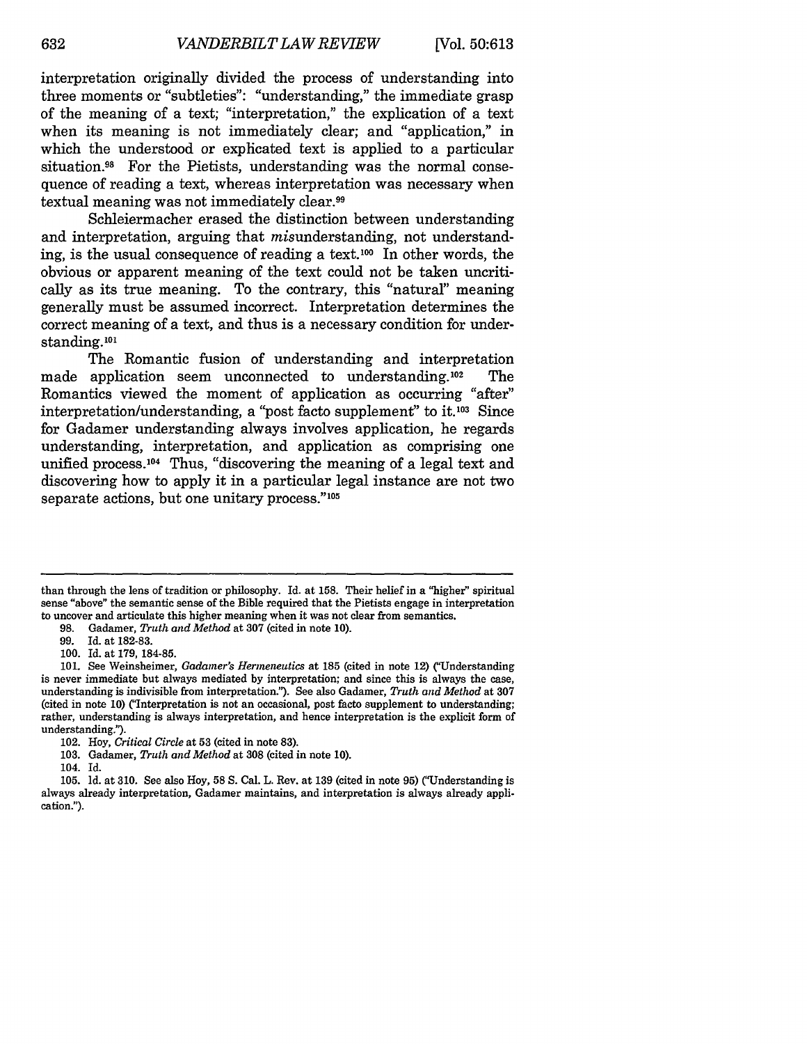interpretation originally divided the process of understanding into three moments or "subtleties": "understanding," the immediate grasp of the meaning of a text; "interpretation," the explication of a text when its meaning is not immediately clear; and "application," in which the understood or explicated text is applied to a particular situation.[98] For the Pietists, understanding was the normal consequence of reading a text, whereas interpretation was necessary when textual meaning was not immediately clear.[99]

Schleiermacher erased the distinction between understanding and interpretation, arguing that *mis*understanding, not understanding, is the usual consequence of reading a text.[100] In other words, the obvious or apparent meaning of the text could not be taken uncritically as its true meaning. To the contrary, this "natural" meaning generally must be assumed incorrect. Interpretation determines the correct meaning of a text, and thus is a necessary condition for understanding.[101]

The Romantic fusion of understanding and interpretation made application seem unconnected to understanding.[102] The Romantics viewed the moment of application as occurring "after" interpretation/understanding, a "post facto supplement" to it.[103] Since for Gadamer understanding always involves application, he regards understanding, interpretation, and application as comprising one unified process.[104] Thus, "discovering the meaning of a legal text and discovering how to apply it in a particular legal instance are not two separate actions, but one unitary process."[105]

---

than through the lens of tradition or philosophy. Id. at 158. Their belief in a "higher" spiritual sense "above" the semantic sense of the Bible required that the Pietists engage in interpretation to uncover and articulate this higher meaning when it was not clear from semantics.

98. Gadamer, *Truth and Method* at 307 (cited in note 10).

99. Id. at 182-83.

100. Id. at 179, 184-85.

101. See Weinsheimer, *Gadamer's Hermeneutics* at 185 (cited in note 12) ("Understanding is never immediate but always mediated by interpretation; and since this is always the case, understanding is indivisible from interpretation."). See also Gadamer, *Truth and Method* at 307 (cited in note 10) ("Interpretation is not an occasional, post facto supplement to understanding; rather, understanding is always interpretation, and hence interpretation is the explicit form of understanding.").

102. Hoy, *Critical Circle* at 53 (cited in note 83).

103. Gadamer, *Truth and Method* at 308 (cited in note 10).

104. Id.

105. Id. at 310. See also Hoy, 58 S. Cal. L. Rev. at 139 (cited in note 95) ("Understanding is always already interpretation, Gadamer maintains, and interpretation is always already application.").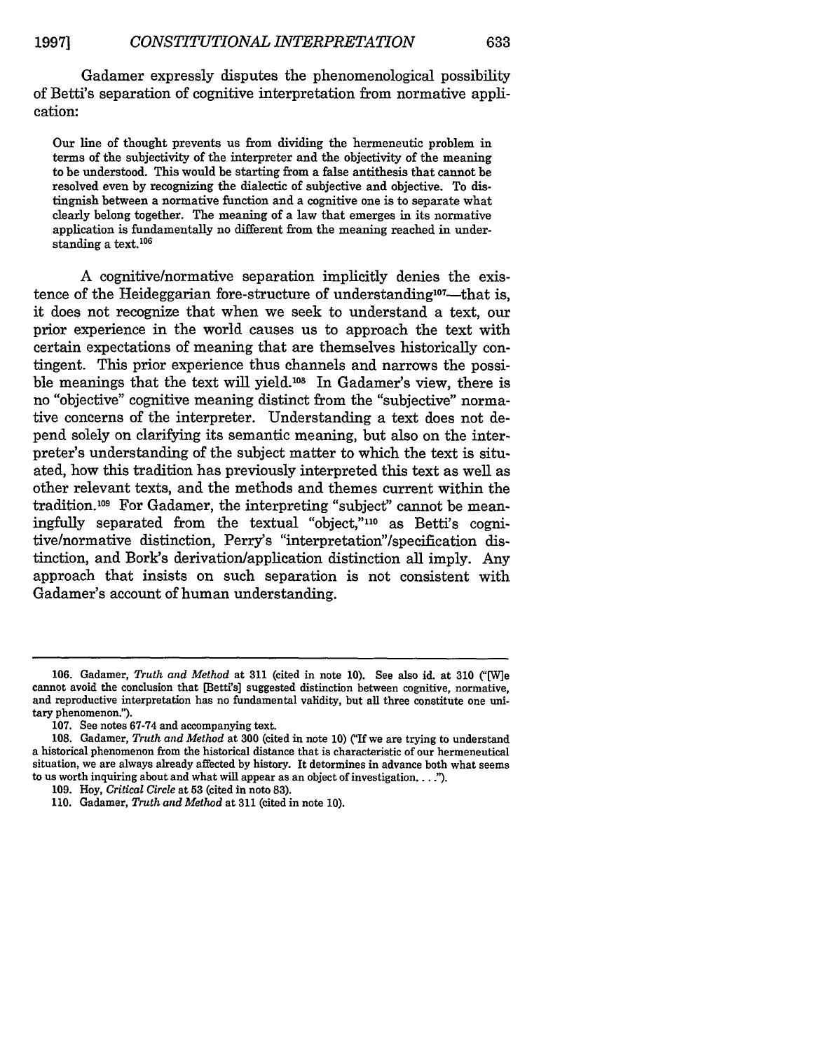Gadamer expressly disputes the phenomenological possibility of Betti's separation of cognitive interpretation from normative application:

> Our line of thought prevents us from dividing the hermeneutic problem in terms of the subjectivity of the interpreter and the objectivity of the meaning to be understood. This would be starting from a false antithesis that cannot be resolved even by recognizing the dialectic of subjective and objective. To distingnish between a normative function and a cognitive one is to separate what clearly belong together. The meaning of a law that emerges in its normative application is fundamentally no different from the meaning reached in understanding a text.[106]

A cognitive/normative separation implicitly denies the existence of the Heideggarian fore-structure of understanding[107]—that is, it does not recognize that when we seek to understand a text, our prior experience in the world causes us to approach the text with certain expectations of meaning that are themselves historically contingent. This prior experience thus channels and narrows the possible meanings that the text will yield.[108] In Gadamer's view, there is no "objective" cognitive meaning distinct from the "subjective" normative concerns of the interpreter. Understanding a text does not depend solely on clarifying its semantic meaning, but also on the interpreter's understanding of the subject matter to which the text is situated, how this tradition has previously interpreted this text as well as other relevant texts, and the methods and themes current within the tradition.[109] For Gadamer, the interpreting "subject" cannot be meaningfully separated from the textual "object,"[110] as Betti's cognitive/normative distinction, Perry's "interpretation"/specification distinction, and Bork's derivation/application distinction all imply. Any approach that insists on such separation is not consistent with Gadamer's account of human understanding.

---

106. Gadamer, *Truth and Method* at 311 (cited in note 10). See also id. at 310 ("[W]e cannot avoid the conclusion that [Betti's] suggested distinction between cognitive, normative, and reproductive interpretation has no fundamental validity, but all three constitute one unitary phenomenon.").

107. See notes 67-74 and accompanying text.

108. Gadamer, *Truth and Method* at 300 (cited in note 10) ("If we are trying to understand a historical phenomenon from the historical distance that is characteristic of our hermeneutical situation, we are always already affected by history. It detormines in advance both what seems to us worth inquiring about and what will appear as an object of investigation. . . .").

109. Hoy, *Critical Circle* at 53 (cited in noto 83).

110. Gadamer, *Truth and Method* at 311 (cited in note 10).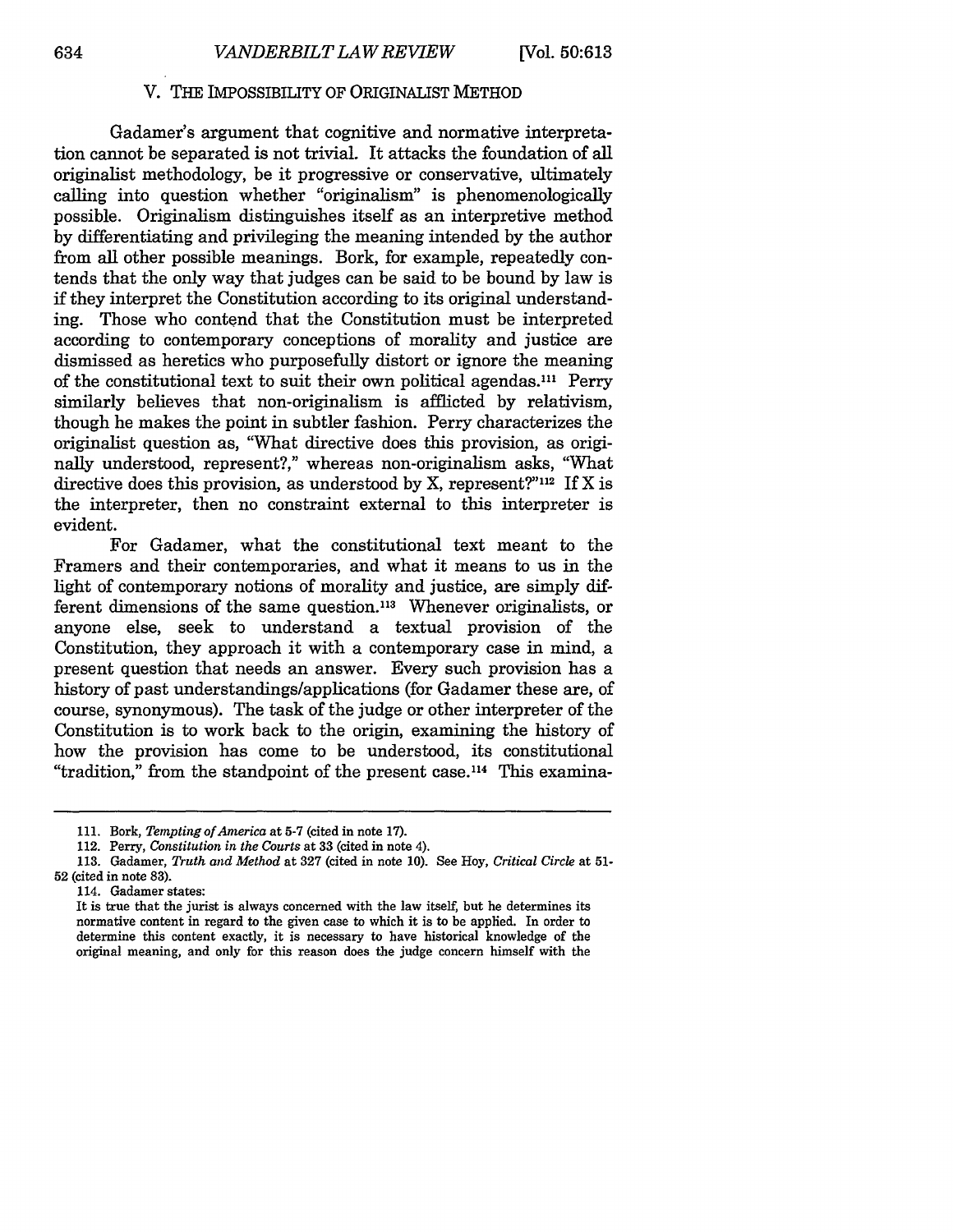## V. THE IMPOSSIBILITY OF ORIGINALIST METHOD

Gadamer's argument that cognitive and normative interpretation cannot be separated is not trivial. It attacks the foundation of all originalist methodology, be it progressive or conservative, ultimately calling into question whether "originalism" is phenomenologically possible. Originalism distinguishes itself as an interpretive method by differentiating and privileging the meaning intended by the author from all other possible meanings. Bork, for example, repeatedly contends that the only way that judges can be said to be bound by law is if they interpret the Constitution according to its original understanding. Those who contend that the Constitution must be interpreted according to contemporary conceptions of morality and justice are dismissed as heretics who purposefully distort or ignore the meaning of the constitutional text to suit their own political agendas.[111] Perry similarly believes that non-originalism is afflicted by relativism, though he makes the point in subtler fashion. Perry characterizes the originalist question as, "What directive does this provision, as originally understood, represent?," whereas non-originalism asks, "What directive does this provision, as understood by X, represent?"[112] If X is the interpreter, then no constraint external to this interpreter is evident.

For Gadamer, what the constitutional text meant to the Framers and their contemporaries, and what it means to us in the light of contemporary notions of morality and justice, are simply different dimensions of the same question.[113] Whenever originalists, or anyone else, seek to understand a textual provision of the Constitution, they approach it with a contemporary case in mind, a present question that needs an answer. Every such provision has a history of past understandings/applications (for Gadamer these are, of course, synonymous). The task of the judge or other interpreter of the Constitution is to work back to the origin, examining the history of how the provision has come to be understood, its constitutional "tradition," from the standpoint of the present case.[114] This examina-

---

111. Bork, *Tempting of America* at 5-7 (cited in note 17).

112. Perry, *Constitution in the Courts* at 33 (cited in note 4).

113. Gadamer, *Truth and Method* at 327 (cited in note 10). See Hoy, *Critical Circle* at 51-52 (cited in note 83).

114. Gadamer states:

It is true that the jurist is always concerned with the law itself, but he determines its normative content in regard to the given case to which it is to be applied. In order to determine this content exactly, it is necessary to have historical knowledge of the original meaning, and only for this reason does the judge concern himself with the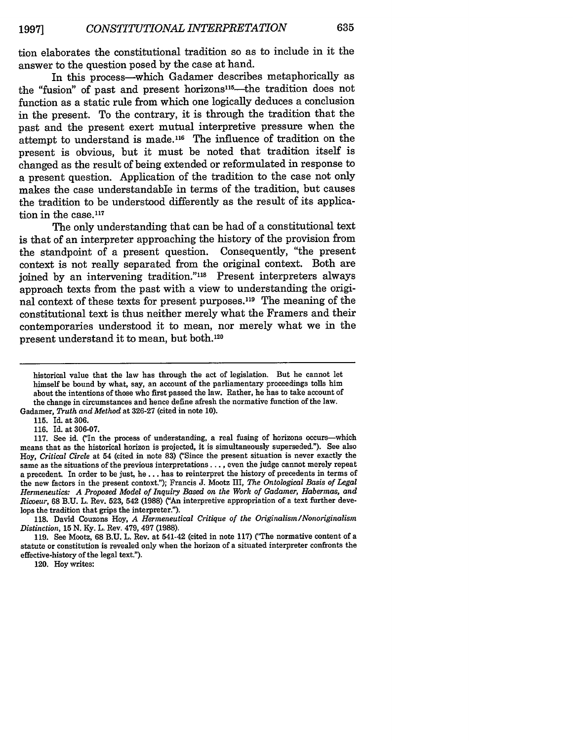tion elaborates the constitutional tradition so as to include in it the answer to the question posed by the case at hand.

In this process—which Gadamer describes metaphorically as the "fusion" of past and present horizons[115]—the tradition does not function as a static rule from which one logically deduces a conclusion in the present. To the contrary, it is through the tradition that the past and the present exert mutual interpretive pressure when the attempt to understand is made.[116] The influence of tradition on the present is obvious, but it must be noted that tradition itself is changed as the result of being extended or reformulated in response to a present question. Application of the tradition to the case not only makes the case understandable in terms of the tradition, but causes the tradition to be understood differently as the result of its application in the case.[117]

The only understanding that can be had of a constitutional text is that of an interpreter approaching the history of the provision from the standpoint of a present question. Consequently, "the present context is not really separated from the original context. Both are joined by an intervening tradition."[118] Present interpreters always approach texts from the past with a view to understanding the original context of these texts for present purposes.[119] The meaning of the constitutional text is thus neither merely what the Framers and their contemporaries understood it to mean, nor merely what we in the present understand it to mean, but both.[120]

---

historical value that the law has through the act of legislation. But he cannot let himself be bound by what, say, an account of the parliamentary proceedings tells him about the intentions of those who first passed the law. Rather, he has to take account of the change in circumstances and hence define afresh the normative function of the law.

Gadamer, *Truth and Method* at 326-27 (cited in note 10).

115. Id. at 306.

116. Id. at 306-07.

117. See id. ("In the process of understanding, a real fusing of horizons occurs—which means that as the historical horizon is projected, it is simultaneously superseded."). See also Hoy, *Critical Circle* at 54 (cited in note 83) ("Since the present situation is never exactly the same as the situations of the previous interpretations . . . , even the judge cannot merely repeat a precedent. In order to be just, he . . . has to reinterpret the history of precedents in terms of the new factors in the present context."); Francis J. Mootz III, *The Ontological Basis of Legal Hermeneutics: A Proposed Model of Inquiry Based on the Work of Gadamer, Habermas, and Ricoeur*, 68 B.U. L. Rev. 523, 542 (1988) ("An interpretive appropriation of a text further develops the tradition that grips the interpreter.").

118. David Couzons Hoy, *A Hermeneutical Critique of the Originalism/Nonoriginalism Distinction*, 15 N. Ky. L. Rev. 479, 497 (1988).

119. See Mootz, 68 B.U. L. Rev. at 541-42 (cited in note 117) ("The normative content of a statute or constitution is revealed only when the horizon of a situated interpreter confronts the effective-history of the legal text.").

120. Hoy writes: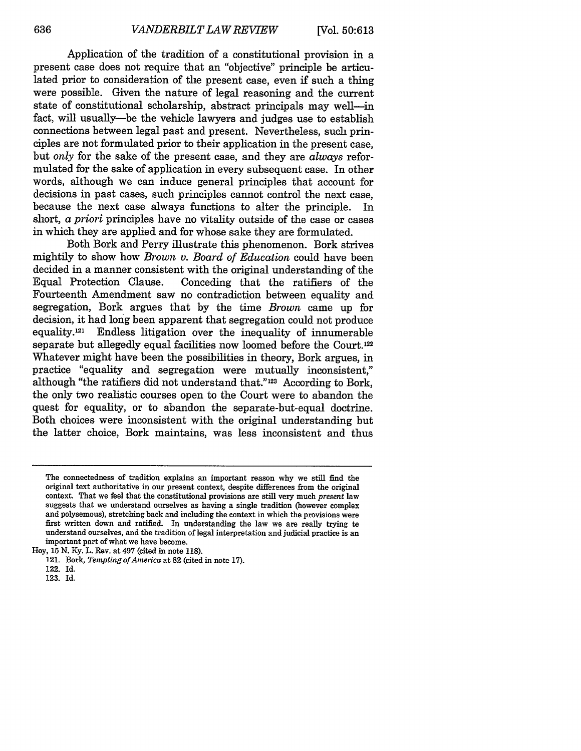Application of the tradition of a constitutional provision in a present case does not require that an "objective" principle be articulated prior to consideration of the present case, even if such a thing were possible. Given the nature of legal reasoning and the current state of constitutional scholarship, abstract principals may well—in fact, will usually—be the vehicle lawyers and judges use to establish connections between legal past and present. Nevertheless, such principles are not formulated prior to their application in the present case, but *only* for the sake of the present case, and they are *always* reformulated for the sake of application in every subsequent case. In other words, although we can induce general principles that account for decisions in past cases, such principles cannot control the next case, because the next case always functions to alter the principle. In short, *a priori* principles have no vitality outside of the case or cases in which they are applied and for whose sake they are formulated.

Both Bork and Perry illustrate this phenomenon. Bork strives mightily to show how *Brown v. Board of Education* could have been decided in a manner consistent with the original understanding of the Equal Protection Clause. Conceding that the ratifiers of the Fourteenth Amendment saw no contradiction between equality and segregation, Bork argues that by the time *Brown* came up for decision, it had long been apparent that segregation could not produce equality.[121] Endless litigation over the inequality of innumerable separate but allegedly equal facilities now loomed before the Court.[122] Whatever might have been the possibilities in theory, Bork argues, in practice "equality and segregation were mutually inconsistent," although "the ratifiers did not understand that."[123] According to Bork, the only two realistic courses open to the Court were to abandon the quest for equality, or to abandon the separate-but-equal doctrine. Both choices were inconsistent with the original understanding but the latter choice, Bork maintains, was less inconsistent and thus

---

The connectedness of tradition explains an important reason why we still find the original text authoritative in our present context, despite differences from the original context. That we feel that the constitutional provisions are still very much *present* law suggests that we understand ourselves as having a single tradition (however complex and polysemous), stretching back and including the context in which the provisions were first written down and ratified. In understanding the law we are really trying te understand ourselves, and the tradition of legal interpretation and judicial practice is an important part of what we have become.

Hoy, 15 N. Ky. L. Rev. at 497 (cited in note 118).

121. Bork, *Tempting of America* at 82 (cited in note 17).

122. Id.

123. Id.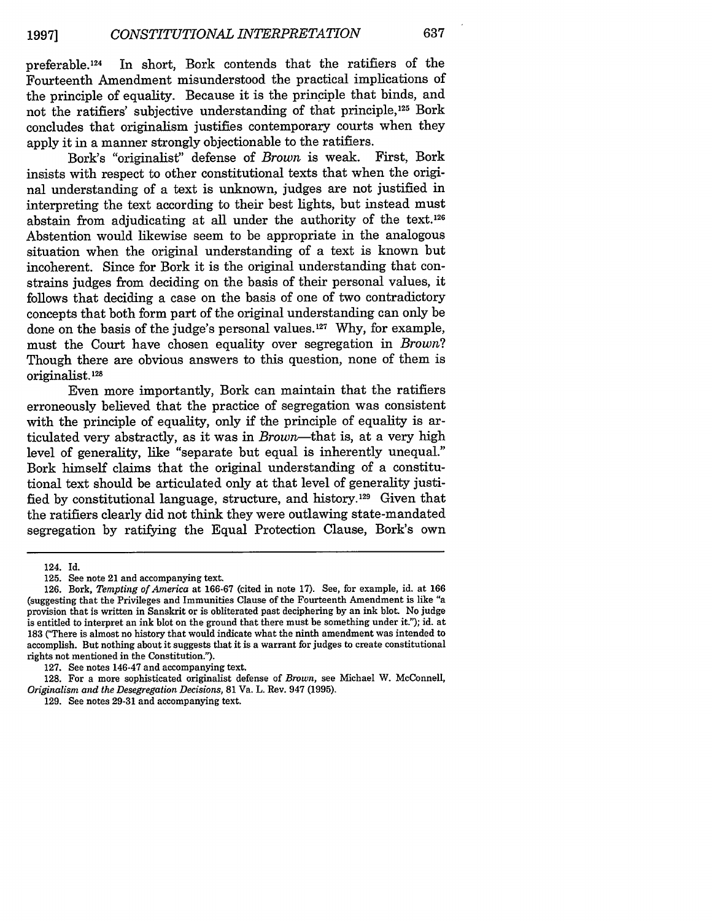preferable.[124] In short, Bork contends that the ratifiers of the Fourteenth Amendment misunderstood the practical implications of the principle of equality. Because it is the principle that binds, and not the ratifiers' subjective understanding of that principle,[125] Bork concludes that originalism justifies contemporary courts when they apply it in a manner strongly objectionable to the ratifiers.

Bork's "originalist" defense of *Brown* is weak. First, Bork insists with respect to other constitutional texts that when the original understanding of a text is unknown, judges are not justified in interpreting the text according to their best lights, but instead must abstain from adjudicating at all under the authority of the text.[126] Abstention would likewise seem to be appropriate in the analogous situation when the original understanding of a text is known but incoherent. Since for Bork it is the original understanding that constrains judges from deciding on the basis of their personal values, it follows that deciding a case on the basis of one of two contradictory concepts that both form part of the original understanding can only be done on the basis of the judge's personal values.[127] Why, for example, must the Court have chosen equality over segregation in *Brown*? Though there are obvious answers to this question, none of them is originalist.[128]

Even more importantly, Bork can maintain that the ratifiers erroneously believed that the practice of segregation was consistent with the principle of equality, only if the principle of equality is articulated very abstractly, as it was in *Brown*—that is, at a very high level of generality, like "separate but equal is inherently unequal." Bork himself claims that the original understanding of a constitutional text should be articulated only at that level of generality justified by constitutional language, structure, and history.[129] Given that the ratifiers clearly did not think they were outlawing state-mandated segregation by ratifying the Equal Protection Clause, Bork's own

---

124. Id.

125. See note 21 and accompanying text.

126. Bork, *Tempting of America* at 166-67 (cited in note 17). See, for example, id. at 166 (suggesting that the Privileges and Immunities Clause of the Fourteenth Amendment is like "a provision that is written in Sanskrit or is obliterated past deciphering by an ink blot. No judge is entitled to interpret an ink blot on the ground that there must be something under it."); id. at 183 ("There is almost no history that would indicate what the ninth amendment was intended to accomplish. But nothing about it suggests that it is a warrant for judges to create constitutional rights not mentioned in the Constitution.").

127. See notes 146-47 and accompanying text.

128. For a more sophisticated originalist defense of *Brown*, see Michael W. McConnell, *Originalism and the Desegregation Decisions*, 81 Va. L. Rev. 947 (1995).

129. See notes 29-31 and accompanying text.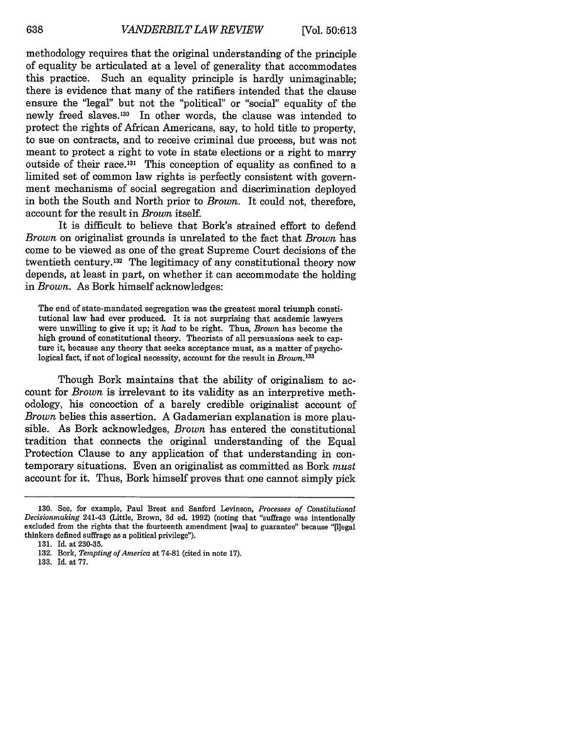methodology requires that the original understanding of the principle of equality be articulated at a level of generality that accommodates this practice. Such an equality principle is hardly unimaginable; there is evidence that many of the ratifiers intended that the clause ensure the "legal" but not the "political" or "social" equality of the newly freed slaves.[130] In other words, the clause was intended to protect the rights of African Americans, say, to hold title to property, to sue on contracts, and to receive criminal due process, but was not meant to protect a right to vote in state elections or a right to marry outside of their race.[131] This conception of equality as confined to a limited set of common law rights is perfectly consistent with government mechanisms of social segregation and discrimination deployed in both the South and North prior to *Brown*. It could not, therefore, account for the result in *Brown* itself.

It is difficult to believe that Bork's strained effort to defend *Brown* on originalist grounds is unrelated to the fact that *Brown* has come to be viewed as one of the great Supreme Court decisions of the twentieth century.[132] The legitimacy of any constitutional theory now depends, at least in part, on whether it can accommodate the holding in *Brown*. As Bork himself acknowledges:

> The end of state-mandated segregation was the greatest moral triumph constitutional law had ever produced. It is not surprising that academic lawyers were unwilling to give it up; it *had* to be right. Thus, *Brown* has become the high ground of constitutional theory. Theorists of all persuasions seek to capture it, because any theory that seeks acceptance must, as a matter of psychological fact, if not of logical necessity, account for the result in *Brown*.[133]

Though Bork maintains that the ability of originalism to account for *Brown* is irrelevant to its validity as an interpretive methodology, his concoction of a barely credible originalist account of *Brown* belies this assertion. A Gadamerian explanation is more plausible. As Bork acknowledges, *Brown* has entered the constitutional tradition that connects the original understanding of the Equal Protection Clause to any application of that understanding in contemporary situations. Even an originalist as committed as Bork *must* account for it. Thus, Bork himself proves that one cannot simply pick

---

130. See, for example, Paul Brest and Sanford Levinson, *Processes of Constitutional Decisionmaking* 241-43 (Little, Brown, 3d ed. 1992) (noting that "suffrage was intentionally excluded from the rights that the fourteenth amendment [was] to guarantee" because "[l]egal thinkers defined suffrage as a political privilege").

131. Id. at 230-35.

132. Bork, *Tempting of America* at 74-81 (cited in note 17).

133. Id. at 77.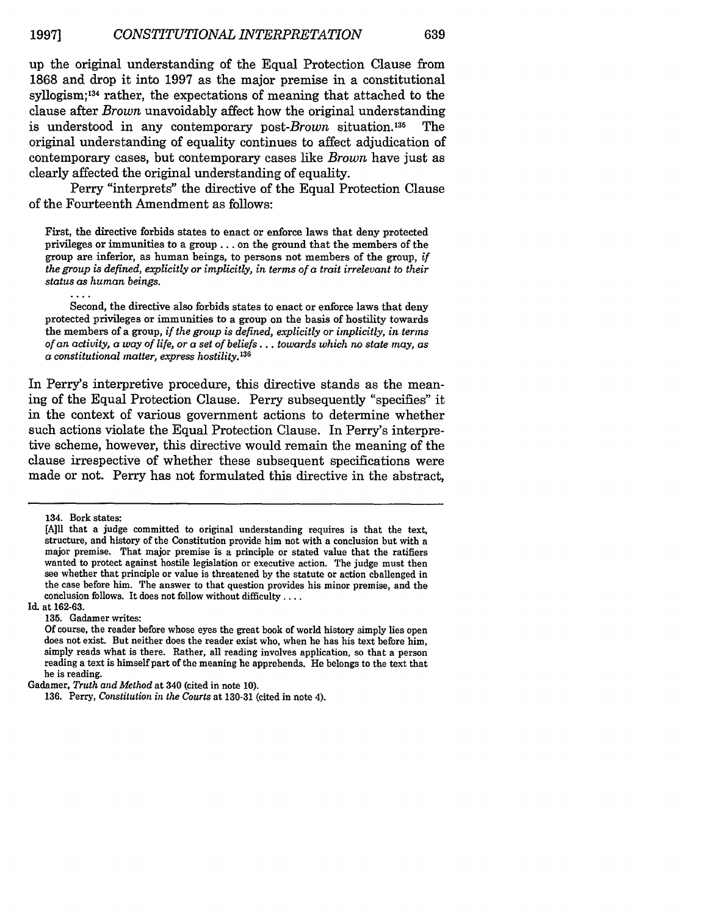up the original understanding of the Equal Protection Clause from 1868 and drop it into 1997 as the major premise in a constitutional syllogism;[134] rather, the expectations of meaning that attached to the clause after *Brown* unavoidably affect how the original understanding is understood in any contemporary post-*Brown* situation.[135] The original understanding of equality continues to affect adjudication of contemporary cases, but contemporary cases like *Brown* have just as clearly affected the original understanding of equality.

Perry "interprets" the directive of the Equal Protection Clause of the Fourteenth Amendment as follows:

> First, the directive forbids states to enact or enforce laws that deny protected privileges or immunities to a group . . . on the ground that the members of the group are inferior, as human beings, to persons not members of the group, *if the group is defined, explicitly or implicitly, in terms of a trait irrelevant to their status as human beings.*
>
> . . . .
>
> Second, the directive also forbids states to enact or enforce laws that deny protected privileges or immunities to a group on the basis of hostility towards the members of a group, *if the group is defined, explicitly or implicitly, in terms of an activity, a way of life, or a set of beliefs . . . towards which no state may, as a constitutional matter, express hostility.*[136]

In Perry's interpretive procedure, this directive stands as the meaning of the Equal Protection Clause. Perry subsequently "specifies" it in the context of various government actions to determine whether such actions violate the Equal Protection Clause. In Perry's interpretive scheme, however, this directive would remain the meaning of the clause irrespective of whether these subsequent specifications were made or not. Perry has not formulated this directive in the abstract,

---

134. Bork states:

> [A]ll that a judge committed to original understanding requires is that the text, structure, and history of the Constitution provide him not with a conclusion but with a major premise. That major premise is a principle or stated value that the ratifiers wanted to protect against hostile legislation or executive action. The judge must then see whether that principle or value is threatened by the statute or action challenged in the case before him. The answer to that question provides his minor premise, and the conclusion follows. It does not follow without difficulty . . . .

Id. at 162-63.

135. Gadamer writes:

> Of course, the reader before whose eyes the great book of world history simply lies open does not exist. But neither does the reader exist who, when he has his text before him, simply reads what is there. Rather, all reading involves application, so that a person reading a text is himself part of the meaning he apprehends. He belongs to the text that he is reading.

Gadamer, *Truth and Method* at 340 (cited in note 10).

136. Perry, *Constitution in the Courts* at 130-31 (cited in note 4).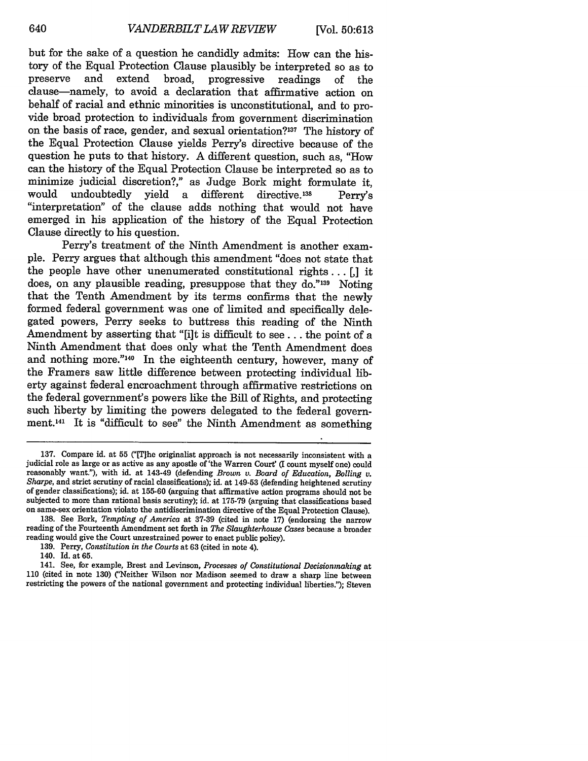but for the sake of a question he candidly admits: How can the history of the Equal Protection Clause plausibly be interpreted so as to preserve and extend broad, progressive readings of the clause—namely, to avoid a declaration that affirmative action on behalf of racial and ethnic minorities is unconstitutional, and to provide broad protection to individuals from government discrimination on the basis of race, gender, and sexual orientation?[137] The history of the Equal Protection Clause yields Perry's directive because of the question he puts to that history. A different question, such as, "How can the history of the Equal Protection Clause be interpreted so as to minimize judicial discretion?," as Judge Bork might formulate it, would undoubtedly yield a different directive.[138] Perry's "interpretation" of the clause adds nothing that would not have emerged in his application of the history of the Equal Protection Clause directly to his question.

Perry's treatment of the Ninth Amendment is another example. Perry argues that although this amendment "does not state that the people have other unenumerated constitutional rights . . . [,] it does, on any plausible reading, presuppose that they do."[139] Noting that the Tenth Amendment by its terms confirms that the newly formed federal government was one of limited and specifically delegated powers, Perry seeks to buttress this reading of the Ninth Amendment by asserting that "[i]t is difficult to see . . . the point of a Ninth Amendment that does only what the Tenth Amendment does and nothing more."[140] In the eighteenth century, however, many of the Framers saw little difference between protecting individual liberty against federal encroachment through affirmative restrictions on the federal government's powers like the Bill of Rights, and protecting such liberty by limiting the powers delegated to the federal government.[141] It is "difficult to see" the Ninth Amendment as something

---

137. Compare id. at 55 ("[T]he originalist approach is not necessarily inconsistent with a judicial role as large or as active as any apostle of 'the Warren Court' (I count myself one) could reasonably want."), with id. at 143-49 (defending *Brown v. Board of Education*, *Bolling v. Sharpe*, and strict scrutiny of racial classifications); id. at 149-53 (defending heightened scrutiny of gender classifications); id. at 155-60 (arguing that affirmative action programs should not be subjected to more than rational basis scrutiny); id. at 175-79 (arguing that classifications based on same-sex orientation violate the antidiscrimination directive of the Equal Protection Clause).

138. See Bork, *Tempting of America* at 37-39 (cited in note 17) (endorsing the narrow reading of the Fourteenth Amendment set forth in *The Slaughterhouse Cases* because a broader reading would give the Court unrestrained power to enact public policy).

139. Perry, *Constitution in the Courts* at 63 (cited in note 4).

140. Id. at 65.

141. See, for example, Brest and Levinson, *Processes of Constitutional Decisionmaking* at 110 (cited in note 130) ("Neither Wilson nor Madison seemed to draw a sharp line between restricting the powers of the national government and protecting individual liberties."); Steven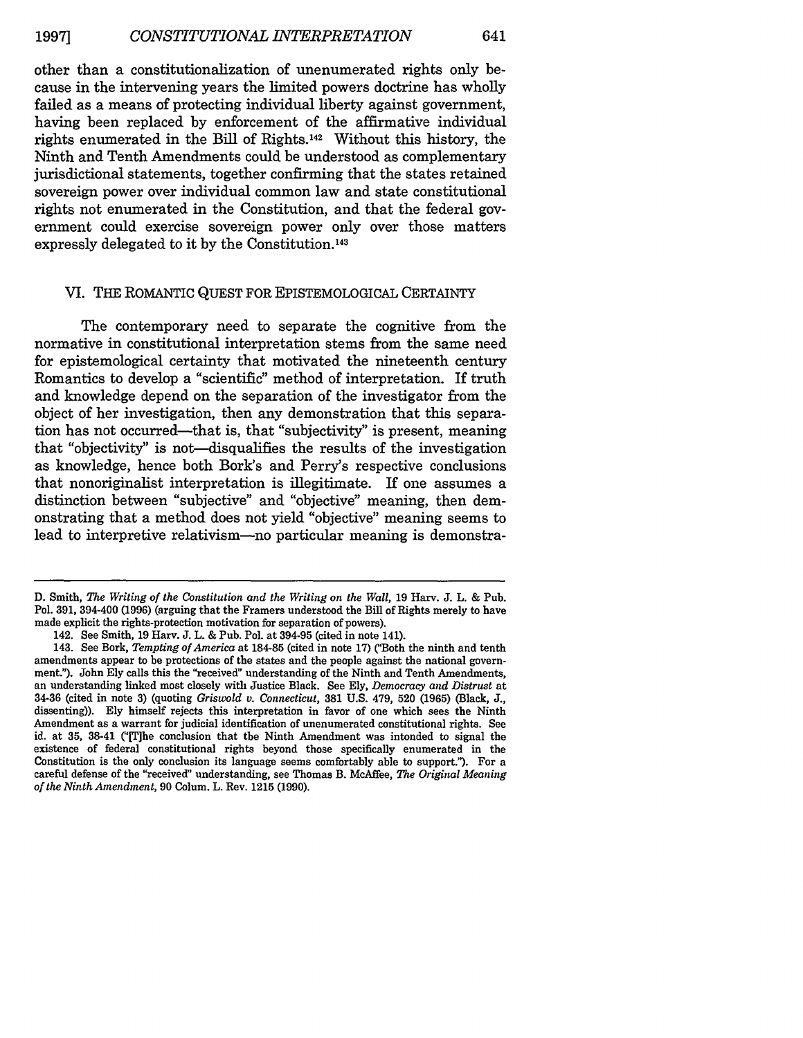other than a constitutionalization of unenumerated rights only because in the intervening years the limited powers doctrine has wholly failed as a means of protecting individual liberty against government, having been replaced by enforcement of the affirmative individual rights enumerated in the Bill of Rights.[142] Without this history, the Ninth and Tenth Amendments could be understood as complementary jurisdictional statements, together confirming that the states retained sovereign power over individual common law and state constitutional rights not enumerated in the Constitution, and that the federal government could exercise sovereign power only over those matters expressly delegated to it by the Constitution.[143]

## VI. THE ROMANTIC QUEST FOR EPISTEMOLOGICAL CERTAINTY

The contemporary need to separate the cognitive from the normative in constitutional interpretation stems from the same need for epistemological certainty that motivated the nineteenth century Romantics to develop a "scientific" method of interpretation. If truth and knowledge depend on the separation of the investigator from the object of her investigation, then any demonstration that this separation has not occurred—that is, that "subjectivity" is present, meaning that "objectivity" is not—disqualifies the results of the investigation as knowledge, hence both Bork's and Perry's respective conclusions that nonoriginalist interpretation is illegitimate. If one assumes a distinction between "subjective" and "objective" meaning, then demonstrating that a method does not yield "objective" meaning seems to lead to interpretive relativism—no particular meaning is demonstra-

---

D. Smith, *The Writing of the Constitution and the Writing on the Wall*, 19 Harv. J. L. & Pub. Pol. 391, 394-400 (1996) (arguing that the Framers understood the Bill of Rights merely to have made explicit the rights-protection motivation for separation of powers).

142. See Smith, 19 Harv. J. L. & Pub. Pol. at 394-95 (cited in note 141).

143. See Bork, *Tempting of America* at 184-85 (cited in note 17) ("Both the ninth and tenth amendments appear to be protections of the states and the people against the national government."). John Ely calls this the "received" understanding of the Ninth and Tenth Amendments, an understanding linked most closely with Justice Black. See Ely, *Democracy and Distrust* at 34-36 (cited in note 3) (quoting *Griswold v. Connecticut*, 381 U.S. 479, 520 (1965) (Black, J., dissenting)). Ely himself rejects this interpretation in favor of one which sees the Ninth Amendment as a warrant for judicial identification of unenumerated constitutional rights. See id. at 35, 38-41 ("[T]he conclusion that the Ninth Amendment was intended to signal the existence of federal constitutional rights beyond those specifically enumerated in the Constitution is the only conclusion its language seems comfortably able to support."). For a careful defense of the "received" understanding, see Thomas B. McAffee, *The Original Meaning of the Ninth Amendment*, 90 Colum. L. Rev. 1215 (1990).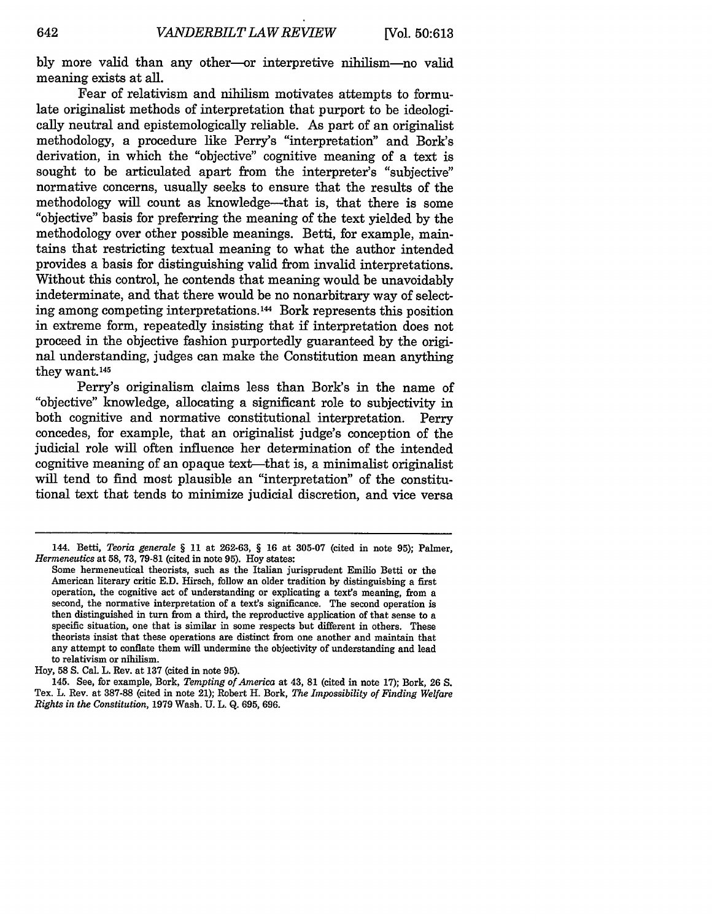bly more valid than any other—or interpretive nihilism—no valid meaning exists at all.

Fear of relativism and nihilism motivates attempts to formulate originalist methods of interpretation that purport to be ideologically neutral and epistemologically reliable. As part of an originalist methodology, a procedure like Perry's "interpretation" and Bork's derivation, in which the "objective" cognitive meaning of a text is sought to be articulated apart from the interpreter's "subjective" normative concerns, usually seeks to ensure that the results of the methodology will count as knowledge—that is, that there is some "objective" basis for preferring the meaning of the text yielded by the methodology over other possible meanings. Betti, for example, maintains that restricting textual meaning to what the author intended provides a basis for distinguishing valid from invalid interpretations. Without this control, he contends that meaning would be unavoidably indeterminate, and that there would be no nonarbitrary way of selecting among competing interpretations.[144] Bork represents this position in extreme form, repeatedly insisting that if interpretation does not proceed in the objective fashion purportedly guaranteed by the original understanding, judges can make the Constitution mean anything they want.[145]

Perry's originalism claims less than Bork's in the name of "objective" knowledge, allocating a significant role to subjectivity in both cognitive and normative constitutional interpretation. Perry concedes, for example, that an originalist judge's conception of the judicial role will often influence her determination of the intended cognitive meaning of an opaque text—that is, a minimalist originalist will tend to find most plausible an "interpretation" of the constitutional text that tends to minimize judicial discretion, and vice versa

---

144. Betti, *Teoria generale* § 11 at 262-63, § 16 at 305-07 (cited in note 95); Palmer, *Hermeneutics* at 58, 73, 79-81 (cited in note 95). Hoy states:

> Some hermeneutical theorists, such as the Italian jurisprudent Emilio Betti or the American literary critic E.D. Hirsch, follow an older tradition by distinguishing a first operation, the cognitive act of understanding or explicating a text's meaning, from a second, the normative interpretation of a text's significance. The second operation is then distinguished in turn from a third, the reproductive application of that sense to a specific situation, one that is similar in some respects but different in others. These theorists insist that these operations are distinct from one another and maintain that any attempt to conflate them will undermine the objectivity of understanding and lead to relativism or nihilism.

Hoy, 58 S. Cal. L. Rev. at 137 (cited in note 95).

145. See, for example, Bork, *Tempting of America* at 43, 81 (cited in note 17); Bork, 26 S. Tex. L. Rev. at 387-88 (cited in note 21); Robert H. Bork, *The Impossibility of Finding Welfare Rights in the Constitution*, 1979 Wash. U. L. Q. 695, 696.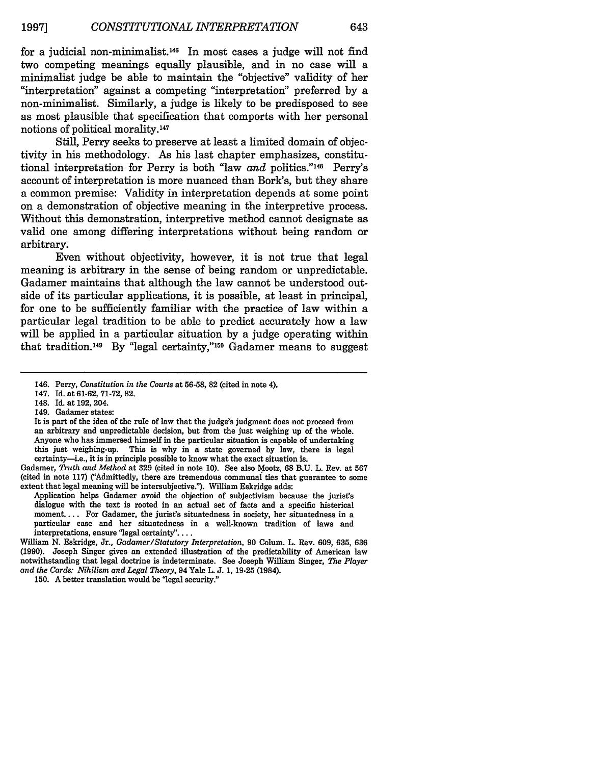for a judicial non-minimalist.[146] In most cases a judge will not find two competing meanings equally plausible, and in no case will a minimalist judge be able to maintain the "objective" validity of her "interpretation" against a competing "interpretation" preferred by a non-minimalist. Similarly, a judge is likely to be predisposed to see as most plausible that specification that comports with her personal notions of political morality.[147]

Still, Perry seeks to preserve at least a limited domain of objectivity in his methodology. As his last chapter emphasizes, constitutional interpretation for Perry is both "law *and* politics."[148] Perry's account of interpretation is more nuanced than Bork's, but they share a common premise: Validity in interpretation depends at some point on a demonstration of objective meaning in the interpretive process. Without this demonstration, interpretive method cannot designate as valid one among differing interpretations without being random or arbitrary.

Even without objectivity, however, it is not true that legal meaning is arbitrary in the sense of being random or unpredictable. Gadamer maintains that although the law cannot be understood outside of its particular applications, it is possible, at least in principal, for one to be sufficiently familiar with the practice of law within a particular legal tradition to be able to predict accurately how a law will be applied in a particular situation by a judge operating within that tradition.[149] By "legal certainty,"[150] Gadamer means to suggest

---

146. Perry, *Constitution in the Courts* at 56-58, 82 (cited in note 4).

147. Id. at 61-62, 71-72, 82.

148. Id. at 192, 204.

149. Gadamer states:

> It is part of the idea of the rule of law that the judge's judgment does not proceed from an arbitrary and unpredictable decision, but from the just weighing up of the whole. Anyone who has immersed himself in the particular situation is capable of undertaking this just weighing-up. This is why in a state governed by law, there is legal certainty—i.e., it is in principle possible to know what the exact situation is.

Gadamer, *Truth and Method* at 329 (cited in note 10). See also Mootz, 68 B.U. L. Rev. at 567 (cited in note 117) ("Admittedly, there are tremendous communal ties that guarantee to some extent that legal meaning will be intersubjective."). William Eskridge adds:

> Application helps Gadamer avoid the objection of subjectivism because the jurist's dialogue with the text is rooted in an actual set of facts and a specific historical moment. . . . For Gadamer, the jurist's situatedness in society, her situatedness in a particular case and her situatedness in a well-known tradition of laws and interpretations, ensure "legal certainty". . . .

William N. Eskridge, Jr., *Gadamer/Statutory Interpretation*, 90 Colum. L. Rev. 609, 635, 636 (1990). Joseph Singer gives an extended illustration of the predictability of American law notwithstanding that legal doctrine is indeterminate. See Joseph William Singer, *The Player and the Cards: Nihilism and Legal Theory*, 94 Yale L. J. 1, 19-25 (1984).

150. A better translation would be "legal security."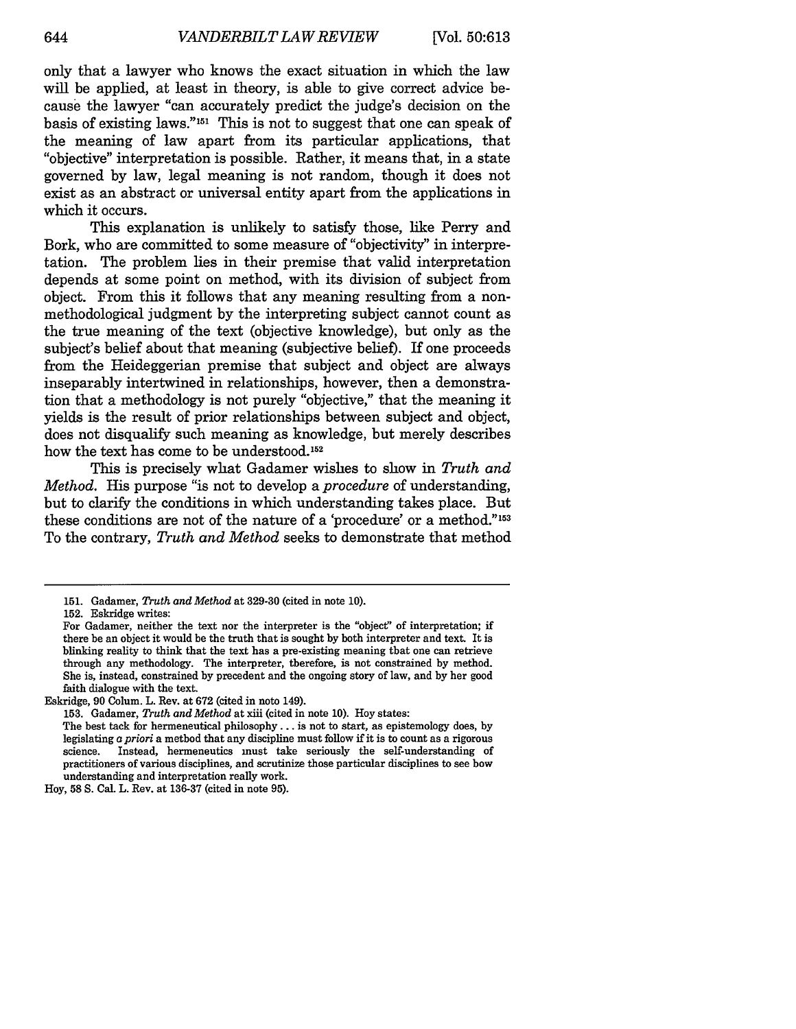only that a lawyer who knows the exact situation in which the law will be applied, at least in theory, is able to give correct advice because the lawyer "can accurately predict the judge's decision on the basis of existing laws."[151] This is not to suggest that one can speak of the meaning of law apart from its particular applications, that "objective" interpretation is possible. Rather, it means that, in a state governed by law, legal meaning is not random, though it does not exist as an abstract or universal entity apart from the applications in which it occurs.

This explanation is unlikely to satisfy those, like Perry and Bork, who are committed to some measure of "objectivity" in interpretation. The problem lies in their premise that valid interpretation depends at some point on method, with its division of subject from object. From this it follows that any meaning resulting from a non-methodological judgment by the interpreting subject cannot count as the true meaning of the text (objective knowledge), but only as the subject's belief about that meaning (subjective belief). If one proceeds from the Heideggerian premise that subject and object are always inseparably intertwined in relationships, however, then a demonstration that a methodology is not purely "objective," that the meaning it yields is the result of prior relationships between subject and object, does not disqualify such meaning as knowledge, but merely describes how the text has come to be understood.[152]

This is precisely what Gadamer wishes to show in *Truth and Method*. His purpose "is not to develop a *procedure* of understanding, but to clarify the conditions in which understanding takes place. But these conditions are not of the nature of a 'procedure' or a method."[153] To the contrary, *Truth and Method* seeks to demonstrate that method

---

151. Gadamer, *Truth and Method* at 329-30 (cited in note 10).

152. Eskridge writes:

> For Gadamer, neither the text nor the interpreter is the "object" of interpretation; if there be an object it would be the truth that is sought by both interpreter and text. It is blinking reality to think that the text has a pre-existing meaning that one can retrieve through any methodology. The interpreter, therefore, is not constrained by method. She is, instead, constrained by precedent and the ongoing story of law, and by her good faith dialogue with the text.

Eskridge, 90 Colum. L. Rev. at 672 (cited in note 149).

153. Gadamer, *Truth and Method* at xiii (cited in note 10). Hoy states:

> The best tack for hermeneutical philosophy . . . is not to start, as epistemology does, by legislating *a priori* a method that any discipline must follow if it is to count as a rigorous science. Instead, hermeneutics must take seriously the self-understanding of practitioners of various disciplines, and scrutinize those particular disciplines to see how understanding and interpretation really work.

Hoy, 58 S. Cal. L. Rev. at 136-37 (cited in note 95).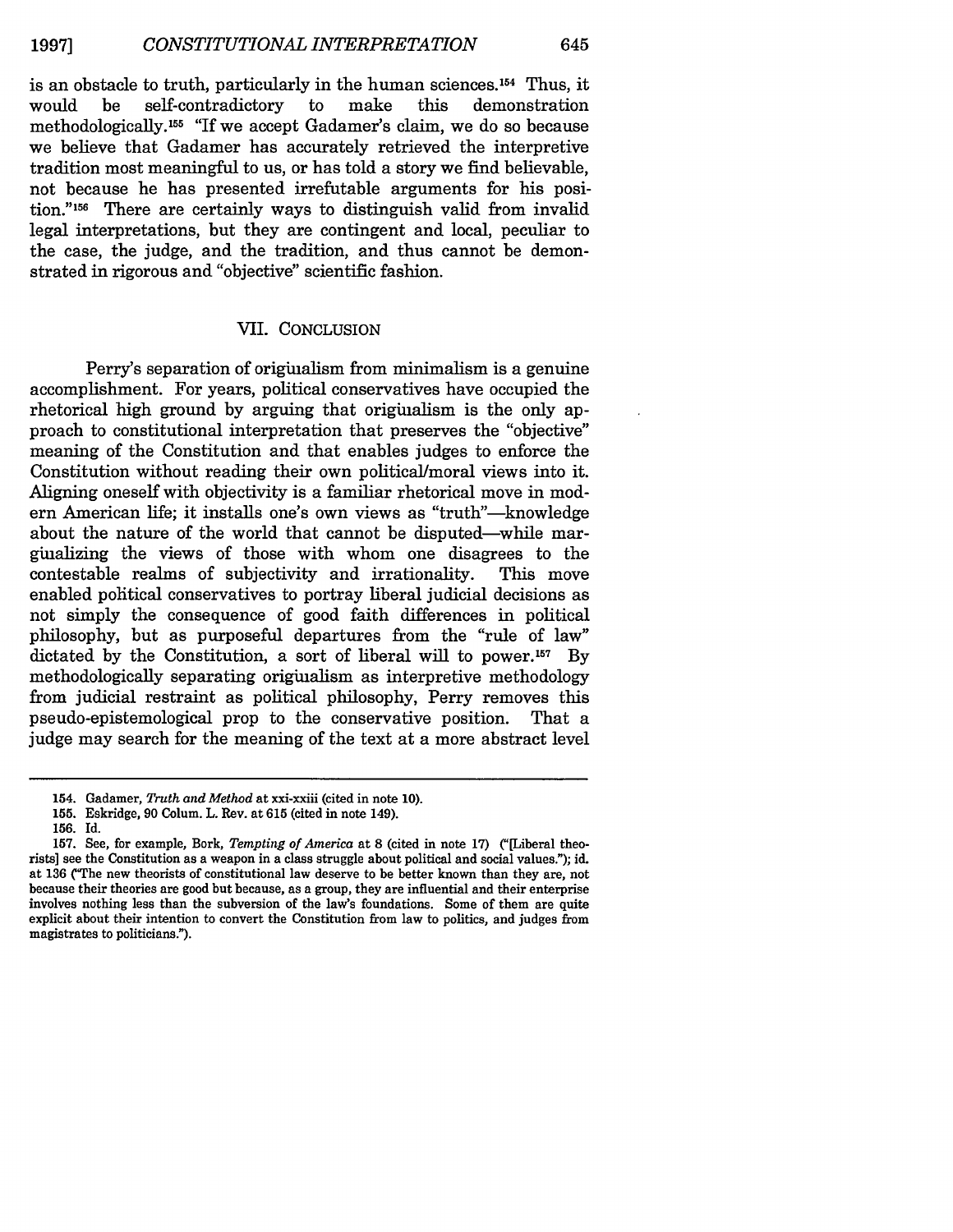is an obstacle to truth, particularly in the human sciences.[154] Thus, it would be self-contradictory to make this demonstration methodologically.[155] "If we accept Gadamer's claim, we do so because we believe that Gadamer has accurately retrieved the interpretive tradition most meaningful to us, or has told a story we find believable, not because he has presented irrefutable arguments for his position."[156] There are certainly ways to distinguish valid from invalid legal interpretations, but they are contingent and local, peculiar to the case, the judge, and the tradition, and thus cannot be demonstrated in rigorous and "objective" scientific fashion.

## VII. CONCLUSION

Perry's separation of origiualism from minimalism is a genuine accomplishment. For years, political conservatives have occupied the rhetorical high ground by arguing that origiualism is the only approach to constitutional interpretation that preserves the "objective" meaning of the Constitution and that enables judges to enforce the Constitution without reading their own political/moral views into it. Aligning oneself with objectivity is a familiar rhetorical move in modern American life; it installs one's own views as "truth"—knowledge about the nature of the world that cannot be disputed—while margiualizing the views of those with whom one disagrees to the contestable realms of subjectivity and irrationality. This move enabled political conservatives to portray liberal judicial decisions as not simply the consequence of good faith differences in political philosophy, but as purposeful departures from the "rule of law" dictated by the Constitution, a sort of liberal will to power.[157] By methodologically separating origiualism as interpretive methodology from judicial restraint as political philosophy, Perry removes this pseudo-epistemological prop to the conservative position. That a judge may search for the meaning of the text at a more abstract level

---

154. Gadamer, *Truth and Method* at xxi-xxiii (cited in note 10).

155. Eskridge, 90 Colum. L. Rev. at 615 (cited in note 149).

156. Id.

157. See, for example, Bork, *Tempting of America* at 8 (cited in note 17) ("[Liberal theorists] see the Constitution as a weapon in a class struggle about political and social values."); id. at 136 ("The new theorists of constitutional law deserve to be better known than they are, not because their theories are good but because, as a group, they are influential and their enterprise involves nothing less than the subversion of the law's foundations. Some of them are quite explicit about their intention to convert the Constitution from law to politics, and judges from magistrates to politicians.").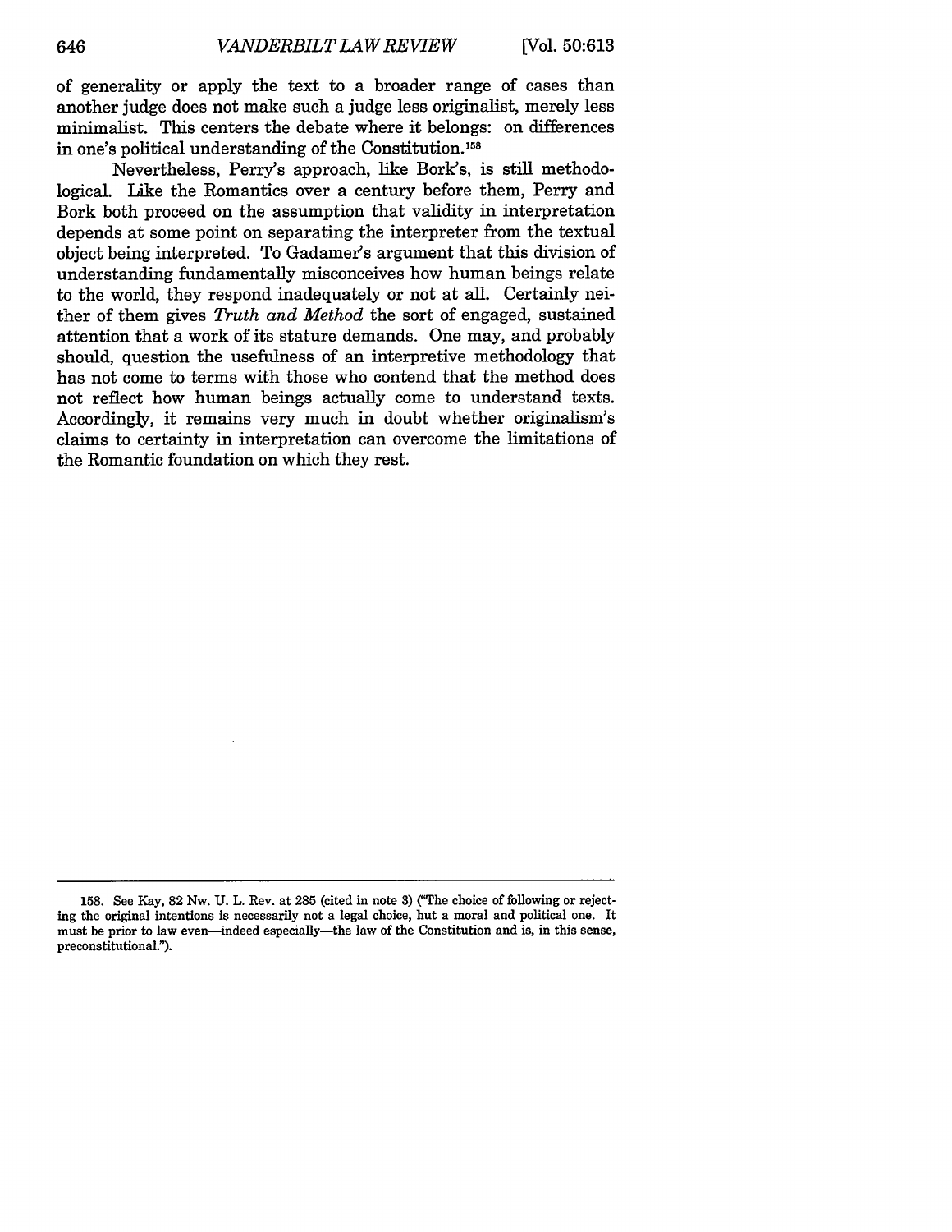of generality or apply the text to a broader range of cases than another judge does not make such a judge less originalist, merely less minimalist. This centers the debate where it belongs: on differences in one's political understanding of the Constitution.[158]

Nevertheless, Perry's approach, like Bork's, is still methodological. Like the Romantics over a century before them, Perry and Bork both proceed on the assumption that validity in interpretation depends at some point on separating the interpreter from the textual object being interpreted. To Gadamer's argument that this division of understanding fundamentally misconceives how human beings relate to the world, they respond inadequately or not at all. Certainly neither of them gives *Truth and Method* the sort of engaged, sustained attention that a work of its stature demands. One may, and probably should, question the usefulness of an interpretive methodology that has not come to terms with those who contend that the method does not reflect how human beings actually come to understand texts. Accordingly, it remains very much in doubt whether originalism's claims to certainty in interpretation can overcome the limitations of the Romantic foundation on which they rest.

---

158. See Kay, 82 Nw. U. L. Rev. at 285 (cited in note 3) ("The choice of following or rejecting the original intentions is necessarily not a legal choice, but a moral and political one. It must be prior to law even—indeed especially—the law of the Constitution and is, in this sense, preconstitutional.").